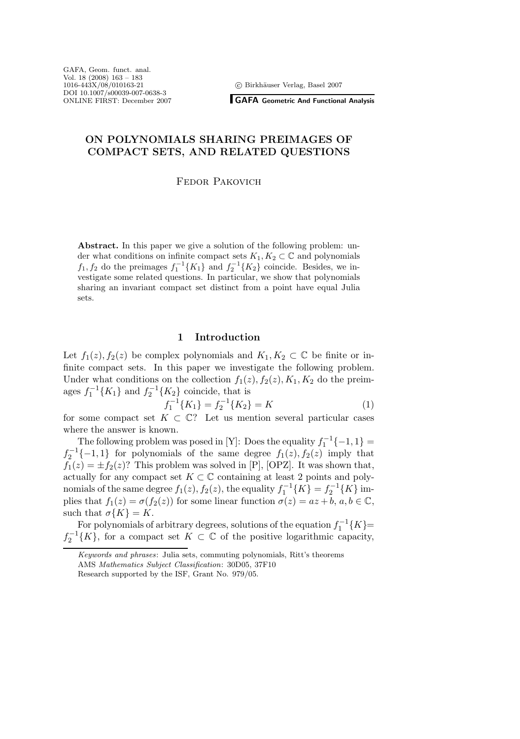# ON POLYNOMIALS SHARING PREIMAGES OF COMPACT SETS, AND RELATED QUESTIONS

Fedor Pakovich

**Abstract.** In this paper we give a solution of the following problem: under what conditions on infinite compact sets $K_1, K_2 \subset \mathbb{C}$ and polynomials $f_1, f_2$ do the preimages $f_1^{-1}\{K_1\}$ and $f_2^{-1}\{K_2\}$ coincide. Besides, we investigate some related questions. In particular, we show that polynomials sharing an invariant compact set distinct from a point have equal Julia sets.

## 1 Introduction

Let $f_1(z), f_2(z)$ be complex polynomials and $K_1, K_2 \subset \mathbb{C}$ be finite or infinite compact sets. In this paper we investigate the following problem. Under what conditions on the collection $f_1(z), f_2(z), K_1, K_2$ do the preimages $f_1^{-1}\{K_1\}$ and $f_2^{-1}\{K_2\}$ coincide, that is

$$f_1^{-1}\{K_1\} = f_2^{-1}\{K_2\} = K \tag{1}$$

for some compact set $K \subset \mathbb{C}$? Let us mention several particular cases where the answer is known.

The following problem was posed in [Y]: Does the equality $f_1^{-1}\{-1, 1\} = f_2^{-1}\{-1, 1\}$ for polynomials of the same degree $f_1(z), f_2(z)$ imply that $f_1(z) = \pm f_2(z)$? This problem was solved in [P], [OPZ]. It was shown that, actually for any compact set $K \subset \mathbb{C}$ containing at least 2 points and polynomials of the same degree $f_1(z), f_2(z)$, the equality $f_1^{-1}\{K\} = f_2^{-1}\{K\}$ implies that $f_1(z) = \sigma(f_2(z))$ for some linear function $\sigma(z) = az + b$, $a, b \in \mathbb{C}$, such that $\sigma\{K\} = K$.

For polynomials of arbitrary degrees, solutions of the equation $f_1^{-1}\{K\} = f_2^{-1}\{K\}$, for a compact set $K \subset \mathbb{C}$ of the positive logarithmic capacity,

*Keywords and phrases*: Julia sets, commuting polynomials, Ritt's theorems

AMS *Mathematics Subject Classification*: 30D05, 37F10

Research supported by the ISF, Grant No. 979/05.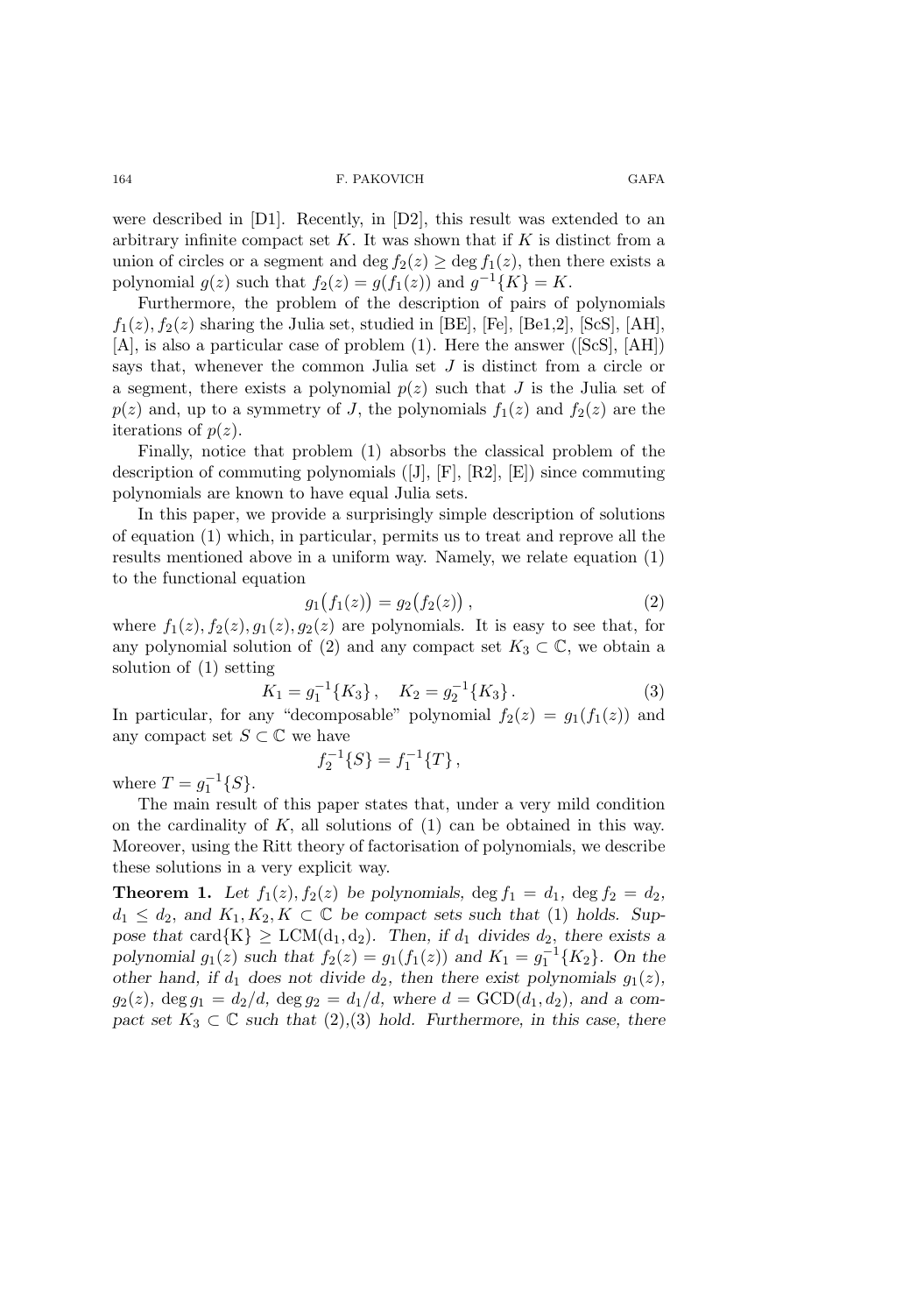were described in [D1]. Recently, in [D2], this result was extended to an arbitrary infinite compact set $K$. It was shown that if $K$ is distinct from a union of circles or a segment and $\deg f_2(z) \geq \deg f_1(z)$, then there exists a polynomial $g(z)$ such that $f_2(z) = g(f_1(z))$ and $g^{-1}\{K\} = K$.

Furthermore, the problem of the description of pairs of polynomials $f_1(z), f_2(z)$ sharing the Julia set, studied in [BE], [Fe], [Be1,2], [ScS], [AH], [A], is also a particular case of problem (1). Here the answer ([ScS], [AH]) says that, whenever the common Julia set $J$ is distinct from a circle or a segment, there exists a polynomial $p(z)$ such that $J$ is the Julia set of $p(z)$ and, up to a symmetry of $J$, the polynomials $f_1(z)$ and $f_2(z)$ are the iterations of $p(z)$.

Finally, notice that problem (1) absorbs the classical problem of the description of commuting polynomials ([J], [F], [R2], [E]) since commuting polynomials are known to have equal Julia sets.

In this paper, we provide a surprisingly simple description of solutions of equation (1) which, in particular, permits us to treat and reprove all the results mentioned above in a uniform way. Namely, we relate equation (1) to the functional equation

$$g_1\bigl(f_1(z)\bigr) = g_2\bigl(f_2(z)\bigr)\,, \tag{2}$$

where $f_1(z), f_2(z), g_1(z), g_2(z)$ are polynomials. It is easy to see that, for any polynomial solution of (2) and any compact set $K_3 \subset \mathbb{C}$, we obtain a solution of (1) setting

$$K_1 = g_1^{-1}\{K_3\}\,, \quad K_2 = g_2^{-1}\{K_3\}\,. \tag{3}$$

In particular, for any "decomposable" polynomial $f_2(z) = g_1(f_1(z))$ and any compact set $S \subset \mathbb{C}$ we have

$$f_2^{-1}\{S\} = f_1^{-1}\{T\}\,,$$

where $T = g_1^{-1}\{S\}$.

The main result of this paper states that, under a very mild condition on the cardinality of $K$, all solutions of (1) can be obtained in this way. Moreover, using the Ritt theory of factorisation of polynomials, we describe these solutions in a very explicit way.

**Theorem 1.** *Let $f_1(z), f_2(z)$ be polynomials, $\deg f_1 = d_1$, $\deg f_2 = d_2$, $d_1 \leq d_2$, and $K_1, K_2, K \subset \mathbb{C}$ be compact sets such that (1) holds. Suppose that $\mathrm{card}\{K\} \geq \mathrm{LCM}(d_1, d_2)$. Then, if $d_1$ divides $d_2$, there exists a polynomial $g_1(z)$ such that $f_2(z) = g_1(f_1(z))$ and $K_1 = g_1^{-1}\{K_2\}$. On the other hand, if $d_1$ does not divide $d_2$, then there exist polynomials $g_1(z)$, $g_2(z)$, $\deg g_1 = d_2/d$, $\deg g_2 = d_1/d$, where $d = \mathrm{GCD}(d_1, d_2)$, and a compact set $K_3 \subset \mathbb{C}$ such that (2),(3) hold. Furthermore, in this case, there*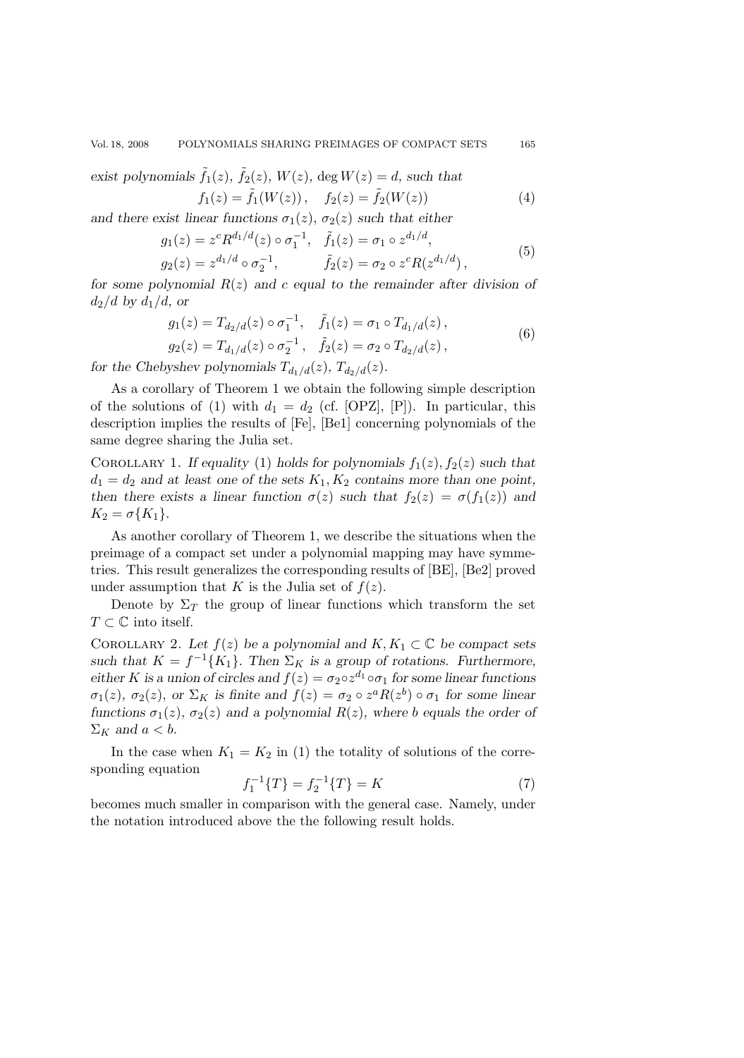*exist polynomials $\tilde{f}_1(z)$, $\tilde{f}_2(z)$, $W(z)$, $\deg W(z) = d$, such that*

$$f_1(z) = \tilde{f}_1(W(z)), \quad f_2(z) = \tilde{f}_2(W(z)) \tag{4}$$

*and there exist linear functions $\sigma_1(z)$, $\sigma_2(z)$ such that either*

$$\begin{aligned} g_1(z) &= z^c R^{d_1/d}(z) \circ \sigma_1^{-1}, \quad \tilde{f}_1(z) = \sigma_1 \circ z^{d_1/d}, \\ g_2(z) &= z^{d_1/d} \circ \sigma_2^{-1}, \qquad\quad \tilde{f}_2(z) = \sigma_2 \circ z^c R(z^{d_1/d}), \end{aligned} \tag{5}$$

*for some polynomial $R(z)$ and $c$ equal to the remainder after division of $d_2/d$ by $d_1/d$, or*

$$\begin{aligned} g_1(z) &= T_{d_2/d}(z) \circ \sigma_1^{-1}, \quad \tilde{f}_1(z) = \sigma_1 \circ T_{d_1/d}(z), \\ g_2(z) &= T_{d_1/d}(z) \circ \sigma_2^{-1}, \quad \tilde{f}_2(z) = \sigma_2 \circ T_{d_2/d}(z), \end{aligned} \tag{6}$$

*for the Chebyshev polynomials $T_{d_1/d}(z)$, $T_{d_2/d}(z)$.*

As a corollary of Theorem 1 we obtain the following simple description of the solutions of (1) with $d_1 = d_2$ (cf. [OPZ], [P]). In particular, this description implies the results of [Fe], [Be1] concerning polynomials of the same degree sharing the Julia set.

Corollary 1. *If equality (1) holds for polynomials $f_1(z), f_2(z)$ such that $d_1 = d_2$ and at least one of the sets $K_1, K_2$ contains more than one point, then there exists a linear function $\sigma(z)$ such that $f_2(z) = \sigma(f_1(z))$ and $K_2 = \sigma\{K_1\}$.*

As another corollary of Theorem 1, we describe the situations when the preimage of a compact set under a polynomial mapping may have symmetries. This result generalizes the corresponding results of [BE], [Be2] proved under assumption that $K$ is the Julia set of $f(z)$.

Denote by $\Sigma_T$ the group of linear functions which transform the set $T \subset \mathbb{C}$ into itself.

Corollary 2. *Let $f(z)$ be a polynomial and $K, K_1 \subset \mathbb{C}$ be compact sets such that $K = f^{-1}\{K_1\}$. Then $\Sigma_K$ is a group of rotations. Furthermore, either $K$ is a union of circles and $f(z) = \sigma_2 \circ z^{d_1} \circ \sigma_1$ for some linear functions $\sigma_1(z)$, $\sigma_2(z)$, or $\Sigma_K$ is finite and $f(z) = \sigma_2 \circ z^a R(z^b) \circ \sigma_1$ for some linear functions $\sigma_1(z)$, $\sigma_2(z)$ and a polynomial $R(z)$, where $b$ equals the order of $\Sigma_K$ and $a < b$.*

In the case when $K_1 = K_2$ in (1) the totality of solutions of the corresponding equation

$$f_1^{-1}\{T\} = f_2^{-1}\{T\} = K \tag{7}$$

becomes much smaller in comparison with the general case. Namely, under the notation introduced above the the following result holds.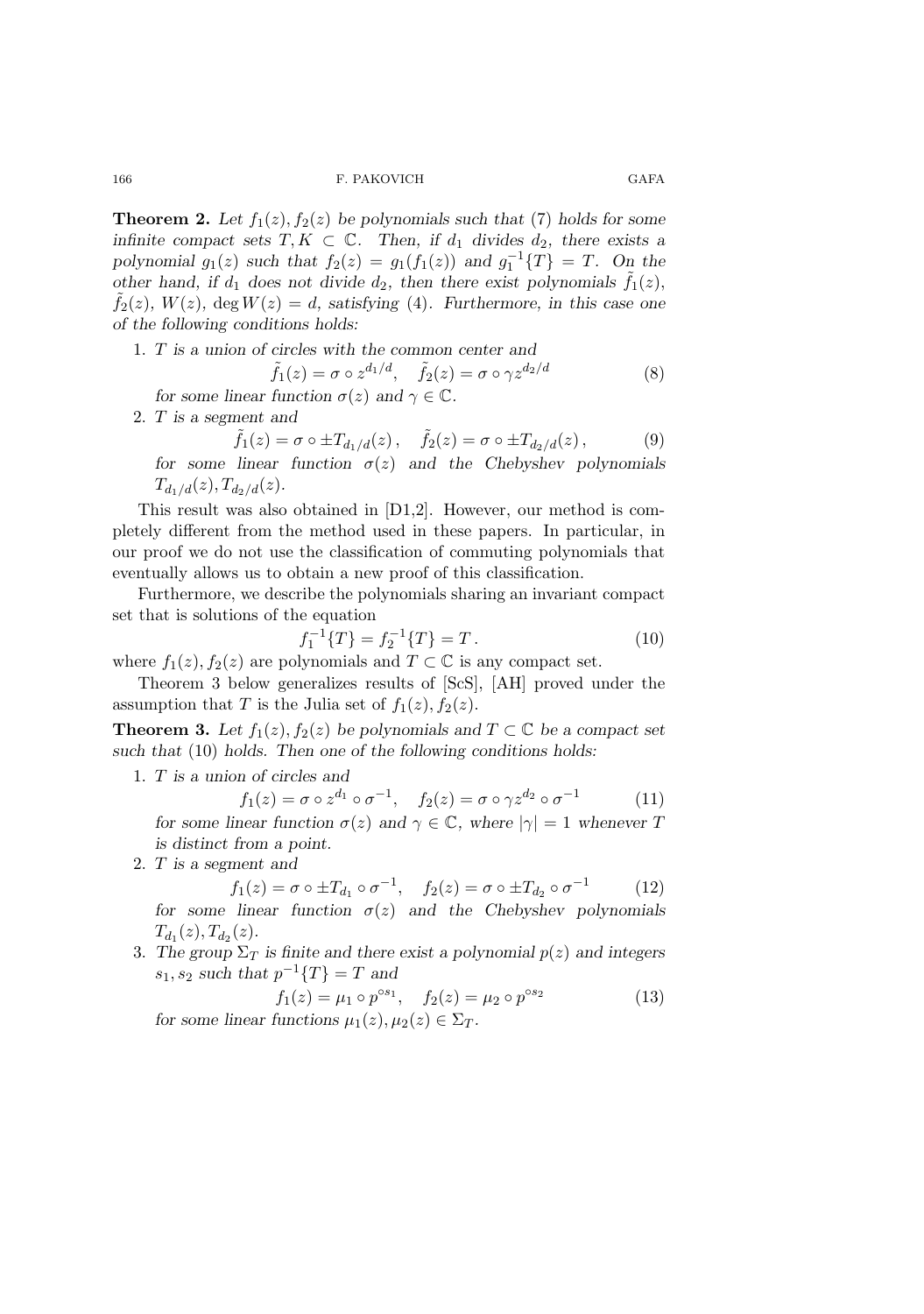**Theorem 2.** *Let $f_1(z), f_2(z)$ be polynomials such that (7) holds for some infinite compact sets $T, K \subset \mathbb{C}$. Then, if $d_1$ divides $d_2$, there exists a polynomial $g_1(z)$ such that $f_2(z) = g_1(f_1(z))$ and $g_1^{-1}\{T\} = T$. On the other hand, if $d_1$ does not divide $d_2$, then there exist polynomials $\tilde{f}_1(z)$, $\tilde{f}_2(z)$, $W(z)$, $\deg W(z) = d$, satisfying (4). Furthermore, in this case one of the following conditions holds:*

1. *$T$ is a union of circles with the common center and*
$$\tilde{f}_1(z) = \sigma \circ z^{d_1/d}, \quad \tilde{f}_2(z) = \sigma \circ \gamma z^{d_2/d} \tag{8}$$
*for some linear function $\sigma(z)$ and $\gamma \in \mathbb{C}$.*
2. *$T$ is a segment and*
$$\tilde{f}_1(z) = \sigma \circ \pm T_{d_1/d}(z), \quad \tilde{f}_2(z) = \sigma \circ \pm T_{d_2/d}(z), \tag{9}$$
*for some linear function $\sigma(z)$ and the Chebyshev polynomials $T_{d_1/d}(z), T_{d_2/d}(z)$.*

This result was also obtained in [D1,2]. However, our method is completely different from the method used in these papers. In particular, in our proof we do not use the classification of commuting polynomials that eventually allows us to obtain a new proof of this classification.

Furthermore, we describe the polynomials sharing an invariant compact set that is solutions of the equation
$$f_1^{-1}\{T\} = f_2^{-1}\{T\} = T. \tag{10}$$
where $f_1(z), f_2(z)$ are polynomials and $T \subset \mathbb{C}$ is any compact set.

Theorem 3 below generalizes results of [ScS], [AH] proved under the assumption that $T$ is the Julia set of $f_1(z), f_2(z)$.

**Theorem 3.** *Let $f_1(z), f_2(z)$ be polynomials and $T \subset \mathbb{C}$ be a compact set such that (10) holds. Then one of the following conditions holds:*

1. *$T$ is a union of circles and*
$$f_1(z) = \sigma \circ z^{d_1} \circ \sigma^{-1}, \quad f_2(z) = \sigma \circ \gamma z^{d_2} \circ \sigma^{-1} \tag{11}$$
*for some linear function $\sigma(z)$ and $\gamma \in \mathbb{C}$, where $|\gamma| = 1$ whenever $T$ is distinct from a point.*
2. *$T$ is a segment and*
$$f_1(z) = \sigma \circ \pm T_{d_1} \circ \sigma^{-1}, \quad f_2(z) = \sigma \circ \pm T_{d_2} \circ \sigma^{-1} \tag{12}$$
*for some linear function $\sigma(z)$ and the Chebyshev polynomials $T_{d_1}(z), T_{d_2}(z)$.*
3. *The group $\Sigma_T$ is finite and there exist a polynomial $p(z)$ and integers $s_1, s_2$ such that $p^{-1}\{T\} = T$ and*
$$f_1(z) = \mu_1 \circ p^{\circ s_1}, \quad f_2(z) = \mu_2 \circ p^{\circ s_2} \tag{13}$$
*for some linear functions $\mu_1(z), \mu_2(z) \in \Sigma_T$.*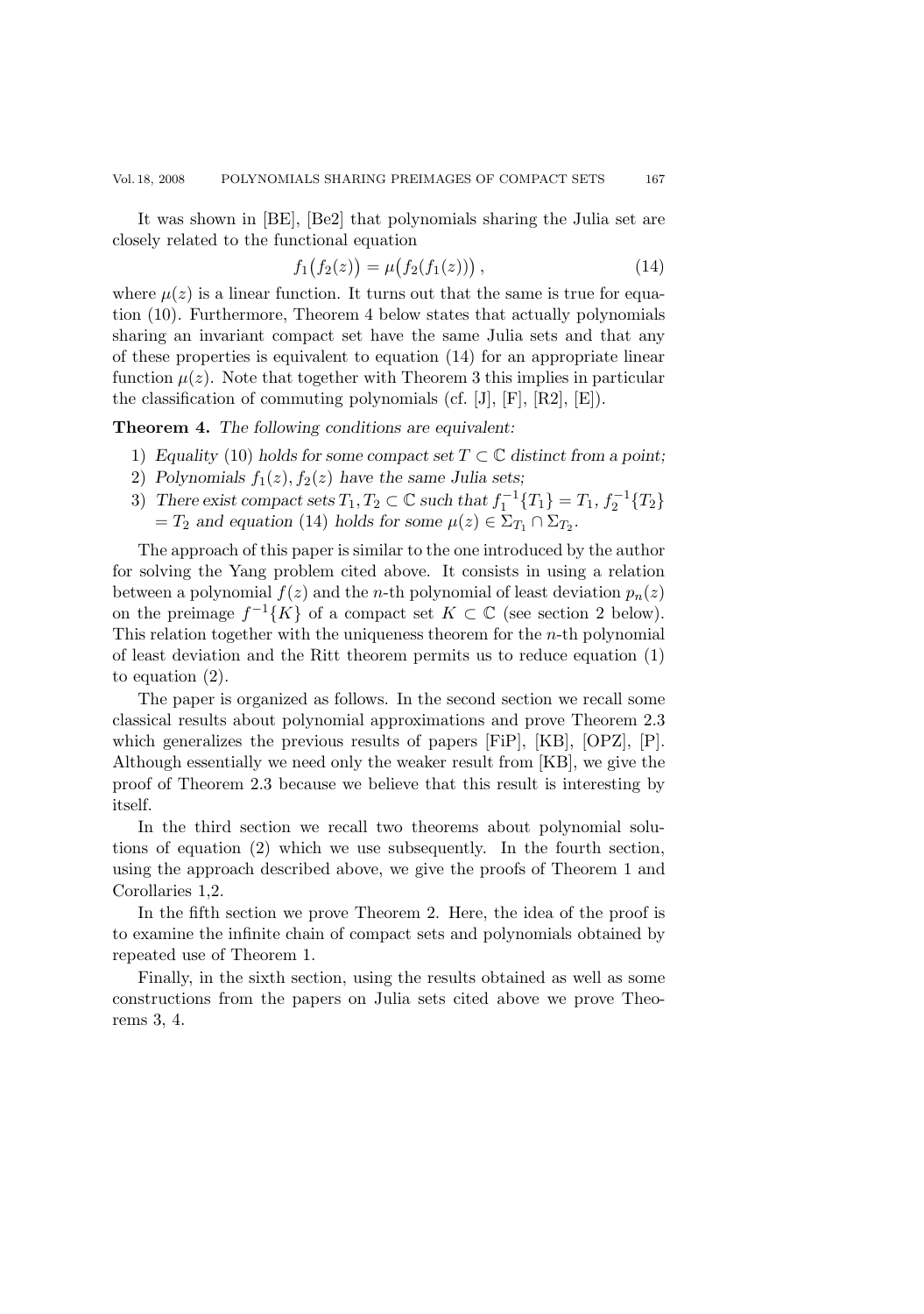It was shown in [BE], [Be2] that polynomials sharing the Julia set are closely related to the functional equation

$$f_1\big(f_2(z)\big) = \mu\big(f_2(f_1(z))\big)\,, \tag{14}$$

where $\mu(z)$ is a linear function. It turns out that the same is true for equation (10). Furthermore, Theorem 4 below states that actually polynomials sharing an invariant compact set have the same Julia sets and that any of these properties is equivalent to equation (14) for an appropriate linear function $\mu(z)$. Note that together with Theorem 3 this implies in particular the classification of commuting polynomials (cf. [J], [F], [R2], [E]).

**Theorem 4.** *The following conditions are equivalent:*

1) *Equality* (10) *holds for some compact set $T \subset \mathbb{C}$ distinct from a point;*
2) *Polynomials $f_1(z), f_2(z)$ have the same Julia sets;*
3) *There exist compact sets $T_1, T_2 \subset \mathbb{C}$ such that $f_1^{-1}\{T_1\} = T_1$, $f_2^{-1}\{T_2\} = T_2$ and equation* (14) *holds for some $\mu(z) \in \Sigma_{T_1} \cap \Sigma_{T_2}$.*

The approach of this paper is similar to the one introduced by the author for solving the Yang problem cited above. It consists in using a relation between a polynomial $f(z)$ and the $n$-th polynomial of least deviation $p_n(z)$ on the preimage $f^{-1}\{K\}$ of a compact set $K \subset \mathbb{C}$ (see section 2 below). This relation together with the uniqueness theorem for the $n$-th polynomial of least deviation and the Ritt theorem permits us to reduce equation (1) to equation (2).

The paper is organized as follows. In the second section we recall some classical results about polynomial approximations and prove Theorem 2.3 which generalizes the previous results of papers [FiP], [KB], [OPZ], [P]. Although essentially we need only the weaker result from [KB], we give the proof of Theorem 2.3 because we believe that this result is interesting by itself.

In the third section we recall two theorems about polynomial solutions of equation (2) which we use subsequently. In the fourth section, using the approach described above, we give the proofs of Theorem 1 and Corollaries 1,2.

In the fifth section we prove Theorem 2. Here, the idea of the proof is to examine the infinite chain of compact sets and polynomials obtained by repeated use of Theorem 1.

Finally, in the sixth section, using the results obtained as well as some constructions from the papers on Julia sets cited above we prove Theorems 3, 4.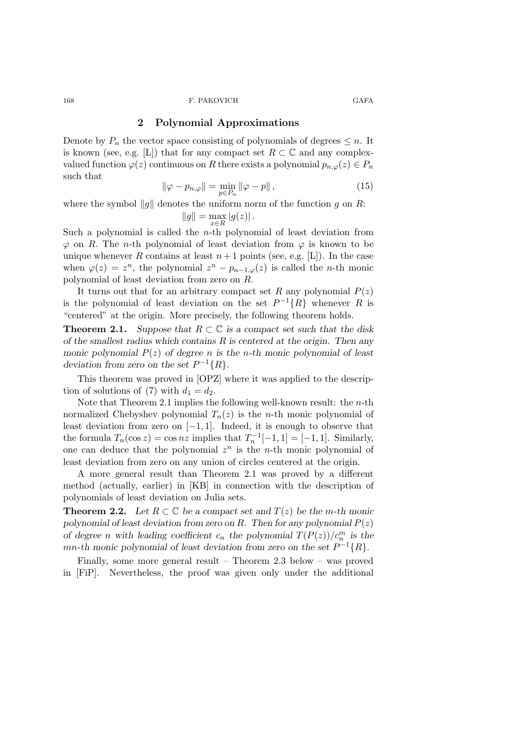## 2 Polynomial Approximations

Denote by $P_n$ the vector space consisting of polynomials of degrees $\leq n$. It is known (see, e.g. [L]) that for any compact set $R \subset \mathbb{C}$ and any complex-valued function $\varphi(z)$ continuous on $R$ there exists a polynomial $p_{n,\varphi}(z) \in P_n$ such that

$$\|\varphi - p_{n,\varphi}\| = \min_{p \in P_n} \|\varphi - p\| , \tag{15}$$

where the symbol $\|g\|$ denotes the uniform norm of the function $g$ on $R$:

$$\|g\| = \max_{x \in R} |g(z)| .$$

Such a polynomial is called the $n$-th polynomial of least deviation from $\varphi$ on $R$. The $n$-th polynomial of least deviation from $\varphi$ is known to be unique whenever $R$ contains at least $n+1$ points (see, e.g. [L]). In the case when $\varphi(z) = z^n$, the polynomial $z^n - p_{n-1,\varphi}(z)$ is called the $n$-th monic polynomial of least deviation from zero on $R$.

It turns out that for an arbitrary compact set $R$ any polynomial $P(z)$ is the polynomial of least deviation on the set $P^{-1}\{R\}$ whenever $R$ is "centered" at the origin. More precisely, the following theorem holds.

**Theorem 2.1.** *Suppose that $R \subset \mathbb{C}$ is a compact set such that the disk of the smallest radius which contains $R$ is centered at the origin. Then any monic polynomial $P(z)$ of degree $n$ is the $n$-th monic polynomial of least deviation from zero on the set $P^{-1}\{R\}$.*

This theorem was proved in [OPZ] where it was applied to the description of solutions of (7) with $d_1 = d_2$.

Note that Theorem 2.1 implies the following well-known result: the $n$-th normalized Chebyshev polynomial $T_n(z)$ is the $n$-th monic polynomial of least deviation from zero on $[-1, 1]$. Indeed, it is enough to observe that the formula $T_n(\cos z) = \cos nz$ implies that $T_n^{-1}[-1, 1] = [-1, 1]$. Similarly, one can deduce that the polynomial $z^n$ is the $n$-th monic polynomial of least deviation from zero on any union of circles centered at the origin.

A more general result than Theorem 2.1 was proved by a different method (actually, earlier) in [KB] in connection with the description of polynomials of least deviation on Julia sets.

**Theorem 2.2.** *Let $R \subset \mathbb{C}$ be a compact set and $T(z)$ be the $m$-th monic polynomial of least deviation from zero on $R$. Then for any polynomial $P(z)$ of degree $n$ with leading coefficient $c_n$ the polynomial $T(P(z))/c_n^m$ is the $mn$-th monic polynomial of least deviation from zero on the set $P^{-1}\{R\}$.*

Finally, some more general result – Theorem 2.3 below – was proved in [FiP]. Nevertheless, the proof was given only under the additional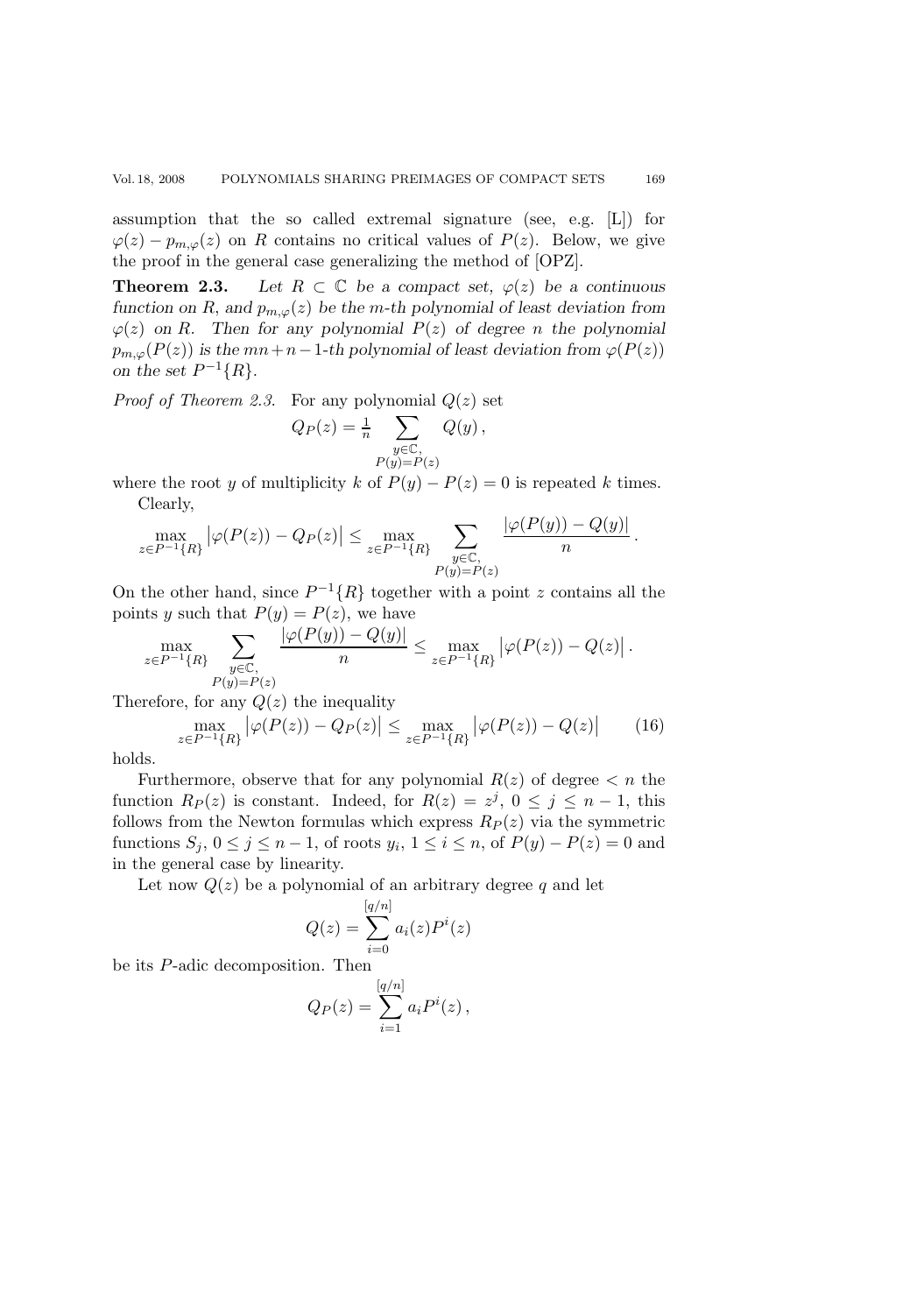assumption that the so called extremal signature (see, e.g. [L]) for $\varphi(z) - p_{m,\varphi}(z)$ on $R$ contains no critical values of $P(z)$. Below, we give the proof in the general case generalizing the method of [OPZ].

**Theorem 2.3.** *Let $R \subset \mathbb{C}$ be a compact set, $\varphi(z)$ be a continuous function on $R$, and $p_{m,\varphi}(z)$ be the $m$-th polynomial of least deviation from $\varphi(z)$ on $R$. Then for any polynomial $P(z)$ of degree $n$ the polynomial $p_{m,\varphi}(P(z))$ is the $mn+n-1$-th polynomial of least deviation from $\varphi(P(z))$ on the set $P^{-1}\{R\}$.*

*Proof of Theorem 2.3.* For any polynomial $Q(z)$ set

$$Q_P(z) = \tfrac{1}{n} \sum_{\substack{y \in \mathbb{C}, \\ P(y)=P(z)}} Q(y)\,,$$

where the root $y$ of multiplicity $k$ of $P(y) - P(z) = 0$ is repeated $k$ times.

Clearly,

$$\max_{z \in P^{-1}\{R\}} \left|\varphi(P(z)) - Q_P(z)\right| \leq \max_{z \in P^{-1}\{R\}} \sum_{\substack{y \in \mathbb{C}, \\ P(y)=P(z)}} \frac{|\varphi(P(y)) - Q(y)|}{n}\,.$$

On the other hand, since $P^{-1}\{R\}$ together with a point $z$ contains all the points $y$ such that $P(y) = P(z)$, we have

$$\max_{z \in P^{-1}\{R\}} \sum_{\substack{y \in \mathbb{C}, \\ P(y)=P(z)}} \frac{|\varphi(P(y)) - Q(y)|}{n} \leq \max_{z \in P^{-1}\{R\}} \left|\varphi(P(z)) - Q(z)\right|.$$

Therefore, for any $Q(z)$ the inequality

$$\max_{z \in P^{-1}\{R\}} \left|\varphi(P(z)) - Q_P(z)\right| \leq \max_{z \in P^{-1}\{R\}} \left|\varphi(P(z)) - Q(z)\right| \qquad (16)$$

holds.

Furthermore, observe that for any polynomial $R(z)$ of degree $< n$ the function $R_P(z)$ is constant. Indeed, for $R(z) = z^j$, $0 \leq j \leq n-1$, this follows from the Newton formulas which express $R_P(z)$ via the symmetric functions $S_j$, $0 \leq j \leq n-1$, of roots $y_i$, $1 \leq i \leq n$, of $P(y) - P(z) = 0$ and in the general case by linearity.

Let now $Q(z)$ be a polynomial of an arbitrary degree $q$ and let

$$Q(z) = \sum_{i=0}^{[q/n]} a_i(z) P^i(z)$$

be its $P$-adic decomposition. Then

$$Q_P(z) = \sum_{i=1}^{[q/n]} a_i P^i(z)\,,$$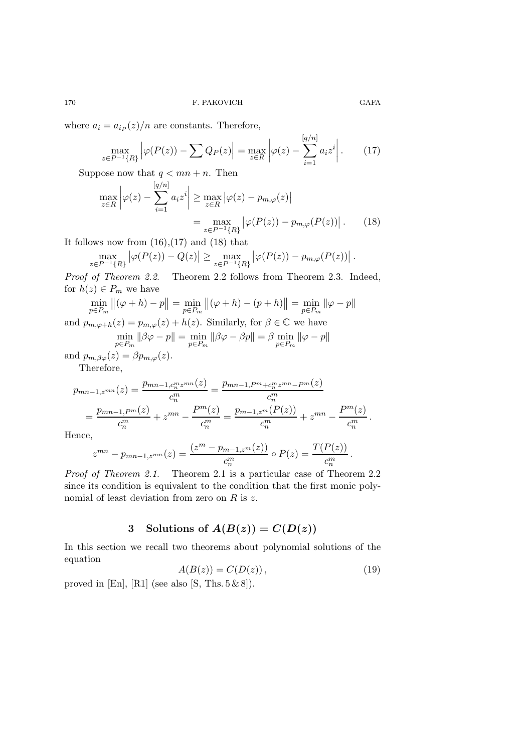where $a_i = a_{i_P}(z)/n$ are constants. Therefore,

$$\max_{z\in P^{-1}\{R\}} \left|\varphi(P(z)) - \sum Q_P(z)\right| = \max_{z\in R}\left|\varphi(z) - \sum_{i=1}^{[q/n]} a_i z^i\right|. \tag{17}$$

Suppose now that $q < mn + n$. Then

$$\begin{aligned}\max_{z\in R}\left|\varphi(z) - \sum_{i=1}^{[q/n]} a_i z^i\right| &\geq \max_{z\in R}\left|\varphi(z) - p_{m,\varphi}(z)\right| \\ &= \max_{z\in P^{-1}\{R\}}\left|\varphi(P(z)) - p_{m,\varphi}(P(z))\right|. \end{aligned}\tag{18}$$

It follows now from (16),(17) and (18) that

$$\max_{z\in P^{-1}\{R\}}\left|\varphi(P(z)) - Q(z)\right| \geq \max_{z\in P^{-1}\{R\}}\left|\varphi(P(z)) - p_{m,\varphi}(P(z))\right|.$$

*Proof of Theorem 2.2.* Theorem 2.2 follows from Theorem 2.3. Indeed, for $h(z) \in P_m$ we have

$$\min_{p\in P_m}\left\|(\varphi + h) - p\right\| = \min_{p\in P_m}\left\|(\varphi + h) - (p + h)\right\| = \min_{p\in P_m}\|\varphi - p\|$$

and $p_{m,\varphi+h}(z) = p_{m,\varphi}(z) + h(z)$. Similarly, for $\beta \in \mathbb{C}$ we have

$$\min_{p\in P_m}\|\beta\varphi - p\| = \min_{p\in P_m}\|\beta\varphi - \beta p\| = \beta\min_{p\in P_m}\|\varphi - p\|$$

and $p_{m,\beta\varphi}(z) = \beta p_{m,\varphi}(z)$.

Therefore,

$$\begin{aligned}p_{mn-1,z^{mn}}(z) &= \frac{p_{mn-1,c_n^m z^{mn}}(z)}{c_n^m} = \frac{p_{mn-1,P^m + c_n^m z^{mn} - P^m}(z)}{c_n^m} \\ &= \frac{p_{mn-1,P^m}(z)}{c_n^m} + z^{mn} - \frac{P^m(z)}{c_n^m} = \frac{p_{m-1,z^m}(P(z))}{c_n^m} + z^{mn} - \frac{P^m(z)}{c_n^m}.\end{aligned}$$

Hence,

$$z^{mn} - p_{mn-1,z^{mn}}(z) = \frac{(z^m - p_{m-1,z^m}(z))}{c_n^m}\circ P(z) = \frac{T(P(z))}{c_n^m}.$$

*Proof of Theorem 2.1.* Theorem 2.1 is a particular case of Theorem 2.2 since its condition is equivalent to the condition that the first monic polynomial of least deviation from zero on $R$ is $z$.

## 3 Solutions of $A(B(z)) = C(D(z))$

In this section we recall two theorems about polynomial solutions of the equation

$$A(B(z)) = C(D(z)), \tag{19}$$

proved in [En], [R1] (see also [S, Ths. 5 & 8]).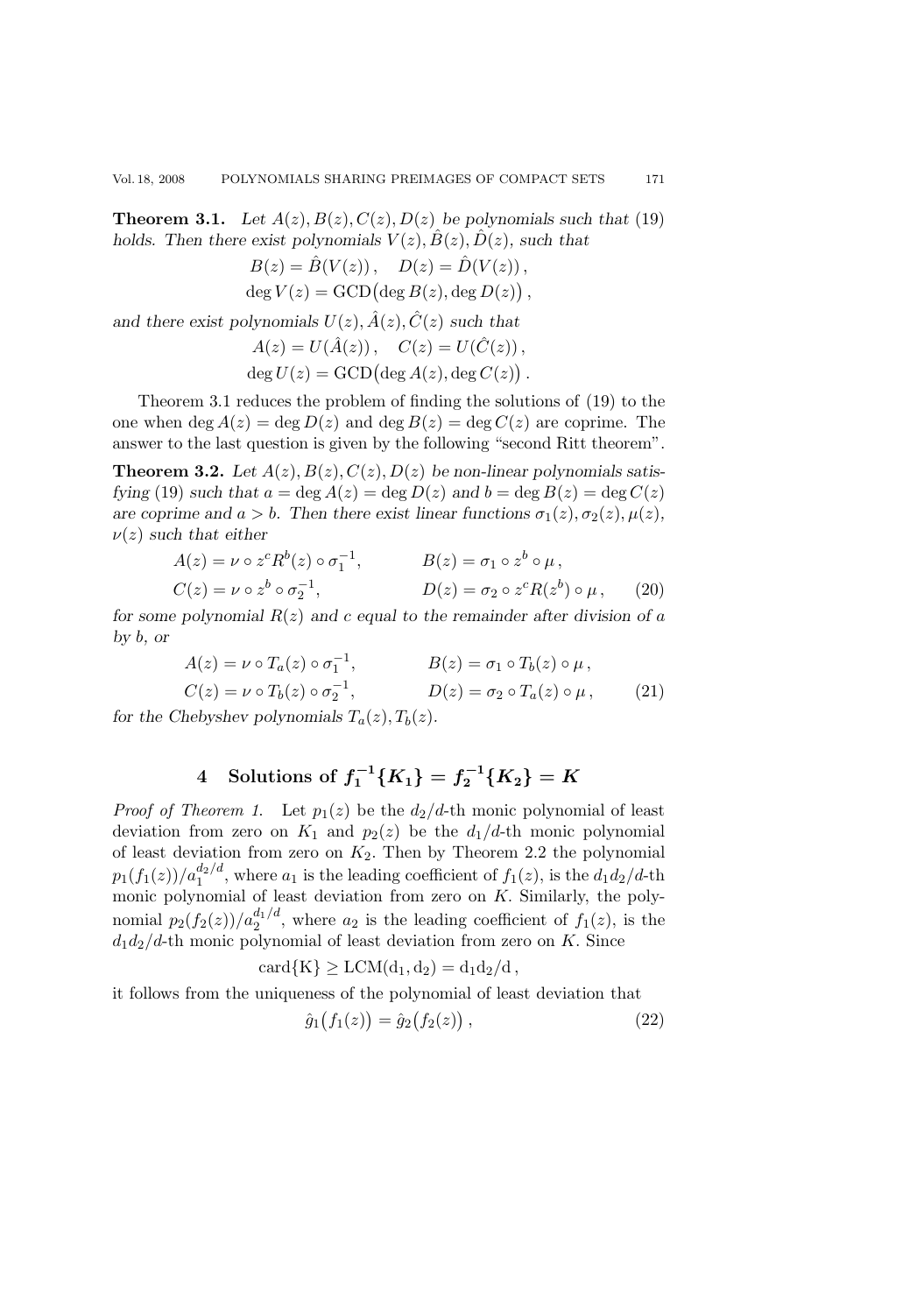**Theorem 3.1.** *Let $A(z), B(z), C(z), D(z)$ be polynomials such that* (19) *holds. Then there exist polynomials $V(z), \hat{B}(z), \hat{D}(z)$, such that*

$$B(z) = \hat{B}(V(z)), \quad D(z) = \hat{D}(V(z)),$$
$$\deg V(z) = \mathrm{GCD}\big(\deg B(z), \deg D(z)\big),$$

*and there exist polynomials $U(z), \hat{A}(z), \hat{C}(z)$ such that*

$$A(z) = U(\hat{A}(z)), \quad C(z) = U(\hat{C}(z)),$$
$$\deg U(z) = \mathrm{GCD}\big(\deg A(z), \deg C(z)\big).$$

Theorem 3.1 reduces the problem of finding the solutions of (19) to the one when $\deg A(z) = \deg D(z)$ and $\deg B(z) = \deg C(z)$ are coprime. The answer to the last question is given by the following "second Ritt theorem".

**Theorem 3.2.** *Let $A(z), B(z), C(z), D(z)$ be non-linear polynomials satisfying* (19) *such that $a = \deg A(z) = \deg D(z)$ and $b = \deg B(z) = \deg C(z)$ are coprime and $a > b$. Then there exist linear functions $\sigma_1(z), \sigma_2(z), \mu(z), \nu(z)$ such that either*

$$A(z) = \nu \circ z^c R^b(z) \circ \sigma_1^{-1}, \qquad B(z) = \sigma_1 \circ z^b \circ \mu,$$
$$C(z) = \nu \circ z^b \circ \sigma_2^{-1}, \qquad D(z) = \sigma_2 \circ z^c R(z^b) \circ \mu, \tag{20}$$

*for some polynomial $R(z)$ and $c$ equal to the remainder after division of $a$ by $b$, or*

$$A(z) = \nu \circ T_a(z) \circ \sigma_1^{-1}, \qquad B(z) = \sigma_1 \circ T_b(z) \circ \mu,$$
$$C(z) = \nu \circ T_b(z) \circ \sigma_2^{-1}, \qquad D(z) = \sigma_2 \circ T_a(z) \circ \mu, \tag{21}$$

*for the Chebyshev polynomials $T_a(z), T_b(z)$.*

## 4 Solutions of $f_1^{-1}\{K_1\} = f_2^{-1}\{K_2\} = K$

*Proof of Theorem 1.* Let $p_1(z)$ be the $d_2/d$-th monic polynomial of least deviation from zero on $K_1$ and $p_2(z)$ be the $d_1/d$-th monic polynomial of least deviation from zero on $K_2$. Then by Theorem 2.2 the polynomial $p_1(f_1(z))/a_1^{d_2/d}$, where $a_1$ is the leading coefficient of $f_1(z)$, is the $d_1d_2/d$-th monic polynomial of least deviation from zero on $K$. Similarly, the polynomial $p_2(f_2(z))/a_2^{d_1/d}$, where $a_2$ is the leading coefficient of $f_1(z)$, is the $d_1d_2/d$-th monic polynomial of least deviation from zero on $K$. Since

$$\mathrm{card}\{K\} \geq \mathrm{LCM}(d_1, d_2) = d_1 d_2/d,$$

it follows from the uniqueness of the polynomial of least deviation that

$$\hat{g}_1\big(f_1(z)\big) = \hat{g}_2\big(f_2(z)\big), \tag{22}$$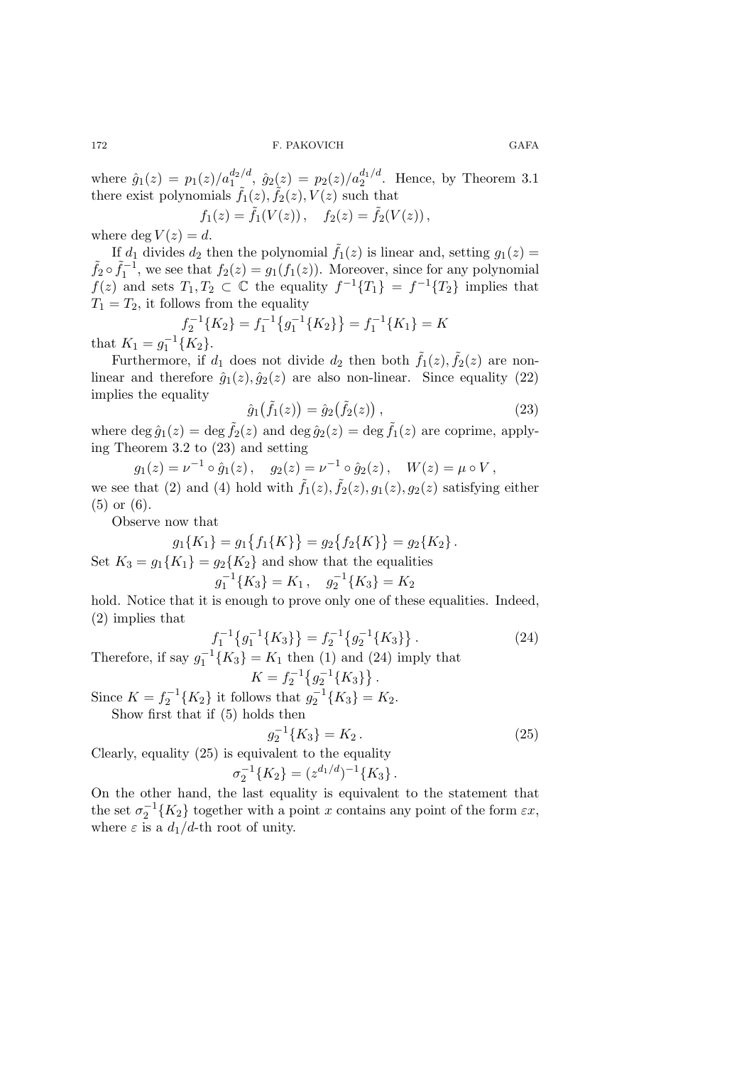where $\hat{g}_1(z) = p_1(z)/a_1^{d_2/d}$, $\hat{g}_2(z) = p_2(z)/a_2^{d_1/d}$. Hence, by Theorem 3.1 there exist polynomials $\tilde{f}_1(z), \tilde{f}_2(z), V(z)$ such that

$$f_1(z) = \tilde{f}_1(V(z)), \quad f_2(z) = \tilde{f}_2(V(z)),$$

where $\deg V(z) = d$.

If $d_1$ divides $d_2$ then the polynomial $\tilde{f}_1(z)$ is linear and, setting $g_1(z) = \tilde{f}_2 \circ \tilde{f}_1^{-1}$, we see that $f_2(z) = g_1(f_1(z))$. Moreover, since for any polynomial $f(z)$ and sets $T_1, T_2 \subset \mathbb{C}$ the equality $f^{-1}\{T_1\} = f^{-1}\{T_2\}$ implies that $T_1 = T_2$, it follows from the equality

$$f_2^{-1}\{K_2\} = f_1^{-1}\big\{g_1^{-1}\{K_2\}\big\} = f_1^{-1}\{K_1\} = K$$

that $K_1 = g_1^{-1}\{K_2\}$.

Furthermore, if $d_1$ does not divide $d_2$ then both $\tilde{f}_1(z), \tilde{f}_2(z)$ are non-linear and therefore $\hat{g}_1(z), \hat{g}_2(z)$ are also non-linear. Since equality (22) implies the equality

$$\hat{g}_1\big(\tilde{f}_1(z)\big) = \hat{g}_2\big(\tilde{f}_2(z)\big), \tag{23}$$

where $\deg \hat{g}_1(z) = \deg \tilde{f}_2(z)$ and $\deg \hat{g}_2(z) = \deg \tilde{f}_1(z)$ are coprime, applying Theorem 3.2 to (23) and setting

$$g_1(z) = \nu^{-1} \circ \hat{g}_1(z), \quad g_2(z) = \nu^{-1} \circ \hat{g}_2(z), \quad W(z) = \mu \circ V,$$

we see that (2) and (4) hold with $\tilde{f}_1(z), \tilde{f}_2(z), g_1(z), g_2(z)$ satisfying either (5) or (6).

Observe now that

$$g_1\{K_1\} = g_1\big\{f_1\{K\}\big\} = g_2\big\{f_2\{K\}\big\} = g_2\{K_2\}.$$

Set $K_3 = g_1\{K_1\} = g_2\{K_2\}$ and show that the equalities

$$g_1^{-1}\{K_3\} = K_1, \quad g_2^{-1}\{K_3\} = K_2$$

hold. Notice that it is enough to prove only one of these equalities. Indeed, (2) implies that

$$f_1^{-1}\big\{g_1^{-1}\{K_3\}\big\} = f_2^{-1}\big\{g_2^{-1}\{K_3\}\big\}. \tag{24}$$

Therefore, if say $g_1^{-1}\{K_3\} = K_1$ then (1) and (24) imply that

$$K = f_2^{-1}\big\{g_2^{-1}\{K_3\}\big\}.$$

Since $K = f_2^{-1}\{K_2\}$ it follows that $g_2^{-1}\{K_3\} = K_2$.

Show first that if (5) holds then

$$g_2^{-1}\{K_3\} = K_2. \tag{25}$$

Clearly, equality (25) is equivalent to the equality

$$\sigma_2^{-1}\{K_2\} = (z^{d_1/d})^{-1}\{K_3\}.$$

On the other hand, the last equality is equivalent to the statement that the set $\sigma_2^{-1}\{K_2\}$ together with a point $x$ contains any point of the form $\varepsilon x$, where $\varepsilon$ is a $d_1/d$-th root of unity.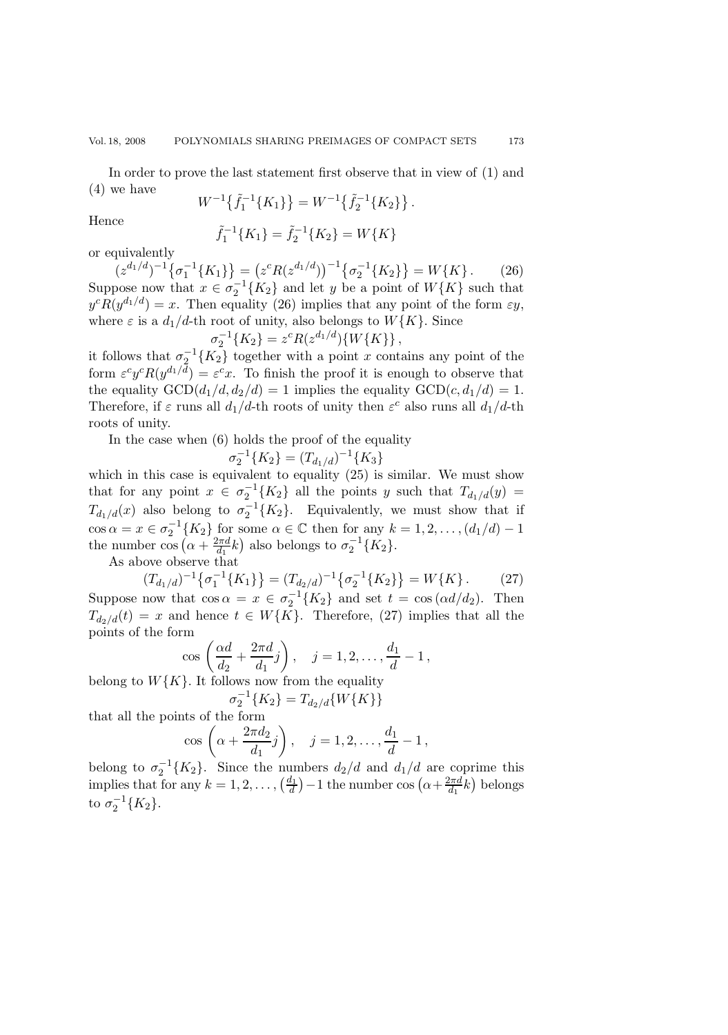In order to prove the last statement first observe that in view of (1) and (4) we have

$$W^{-1}\big\{\tilde{f}_1^{-1}\{K_1\}\big\} = W^{-1}\big\{\tilde{f}_2^{-1}\{K_2\}\big\}\,.$$

Hence

$$\tilde{f}_1^{-1}\{K_1\} = \tilde{f}_2^{-1}\{K_2\} = W\{K\}$$

or equivalently

$$(z^{d_1/d})^{-1}\big\{\sigma_1^{-1}\{K_1\}\big\} = \big(z^c R(z^{d_1/d})\big)^{-1}\big\{\sigma_2^{-1}\{K_2\}\big\} = W\{K\}\,. \tag{26}$$

Suppose now that $x \in \sigma_2^{-1}\{K_2\}$ and let $y$ be a point of $W\{K\}$ such that $y^c R(y^{d_1/d}) = x$. Then equality (26) implies that any point of the form $\varepsilon y$, where $\varepsilon$ is a $d_1/d$-th root of unity, also belongs to $W\{K\}$. Since

$$\sigma_2^{-1}\{K_2\} = z^c R(z^{d_1/d})\{W\{K\}\}\,,$$

it follows that $\sigma_2^{-1}\{K_2\}$ together with a point $x$ contains any point of the form $\varepsilon^c y^c R(y^{d_1/d}) = \varepsilon^c x$. To finish the proof it is enough to observe that the equality $\mathrm{GCD}(d_1/d, d_2/d) = 1$ implies the equality $\mathrm{GCD}(c, d_1/d) = 1$. Therefore, if $\varepsilon$ runs all $d_1/d$-th roots of unity then $\varepsilon^c$ also runs all $d_1/d$-th roots of unity.

In the case when (6) holds the proof of the equality

$$\sigma_2^{-1}\{K_2\} = (T_{d_1/d})^{-1}\{K_3\}$$

which in this case is equivalent to equality (25) is similar. We must show that for any point $x \in \sigma_2^{-1}\{K_2\}$ all the points $y$ such that $T_{d_1/d}(y) = T_{d_1/d}(x)$ also belong to $\sigma_2^{-1}\{K_2\}$. Equivalently, we must show that if $\cos\alpha = x \in \sigma_2^{-1}\{K_2\}$ for some $\alpha \in \mathbb{C}$ then for any $k = 1, 2, \dots, (d_1/d) - 1$ the number $\cos\big(\alpha + \frac{2\pi d}{d_1}k\big)$ also belongs to $\sigma_2^{-1}\{K_2\}$.

As above observe that

$$(T_{d_1/d})^{-1}\big\{\sigma_1^{-1}\{K_1\}\big\} = (T_{d_2/d})^{-1}\big\{\sigma_2^{-1}\{K_2\}\big\} = W\{K\}\,. \tag{27}$$

Suppose now that $\cos\alpha = x \in \sigma_2^{-1}\{K_2\}$ and set $t = \cos(\alpha d/d_2)$. Then $T_{d_2/d}(t) = x$ and hence $t \in W\{K\}$. Therefore, (27) implies that all the points of the form

$$\cos\left(\frac{\alpha d}{d_2} + \frac{2\pi d}{d_1}j\right), \quad j = 1, 2, \dots, \frac{d_1}{d} - 1\,,$$

belong to $W\{K\}$. It follows now from the equality

$$\sigma_2^{-1}\{K_2\} = T_{d_2/d}\{W\{K\}\}$$

that all the points of the form

$$\cos\left(\alpha + \frac{2\pi d_2}{d_1}j\right), \quad j = 1, 2, \dots, \frac{d_1}{d} - 1\,,$$

belong to $\sigma_2^{-1}\{K_2\}$. Since the numbers $d_2/d$ and $d_1/d$ are coprime this implies that for any $k = 1, 2, \dots, \big(\frac{d_1}{d}\big) - 1$ the number $\cos\big(\alpha + \frac{2\pi d}{d_1}k\big)$ belongs to $\sigma_2^{-1}\{K_2\}$.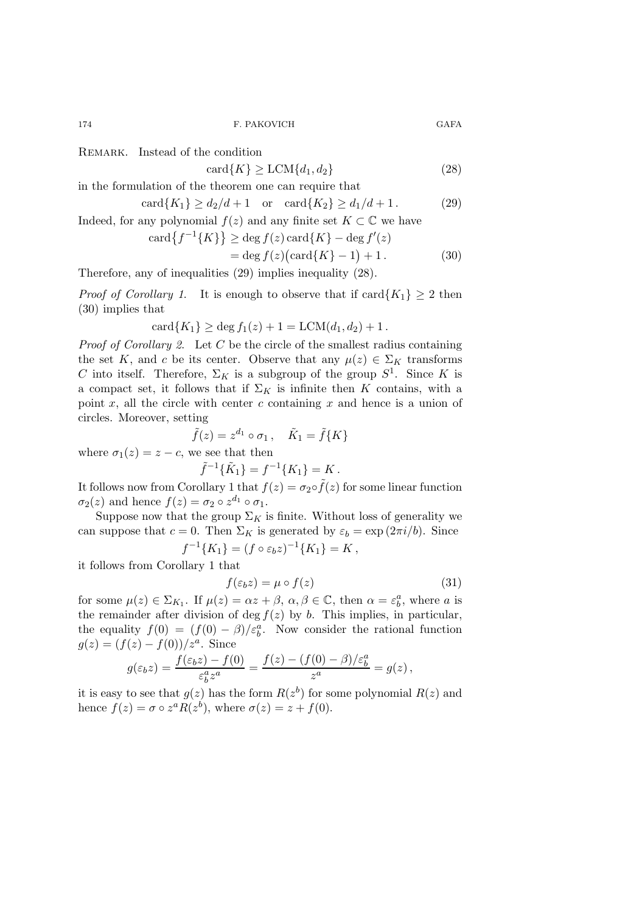Remark. Instead of the condition

$$\mathrm{card}\{K\} \geq \mathrm{LCM}\{d_1, d_2\} \tag{28}$$

in the formulation of the theorem one can require that

$$\mathrm{card}\{K_1\} \geq d_2/d + 1 \quad \text{or} \quad \mathrm{card}\{K_2\} \geq d_1/d + 1\,. \tag{29}$$

Indeed, for any polynomial $f(z)$ and any finite set $K \subset \mathbb{C}$ we have

$$\begin{aligned}\mathrm{card}\big\{f^{-1}\{K\}\big\} &\geq \deg f(z)\,\mathrm{card}\{K\} - \deg f'(z) \\ &= \deg f(z)\big(\mathrm{card}\{K\} - 1\big) + 1\,. \end{aligned} \tag{30}$$

Therefore, any of inequalities (29) implies inequality (28).

*Proof of Corollary 1.* It is enough to observe that if $\mathrm{card}\{K_1\} \geq 2$ then (30) implies that

$$\mathrm{card}\{K_1\} \geq \deg f_1(z) + 1 = \mathrm{LCM}(d_1, d_2) + 1\,.$$

*Proof of Corollary 2.* Let $C$ be the circle of the smallest radius containing the set $K$, and $c$ be its center. Observe that any $\mu(z) \in \Sigma_K$ transforms $C$ into itself. Therefore, $\Sigma_K$ is a subgroup of the group $S^1$. Since $K$ is a compact set, it follows that if $\Sigma_K$ is infinite then $K$ contains, with a point $x$, all the circle with center $c$ containing $x$ and hence is a union of circles. Moreover, setting

$$\tilde{f}(z) = z^{d_1} \circ \sigma_1\,, \quad \tilde{K}_1 = \tilde{f}\{K\}$$

where $\sigma_1(z) = z - c$, we see that then

$$\tilde{f}^{-1}\{\tilde{K}_1\} = f^{-1}\{K_1\} = K\,.$$

It follows now from Corollary 1 that $f(z) = \sigma_2 \circ \tilde{f}(z)$ for some linear function $\sigma_2(z)$ and hence $f(z) = \sigma_2 \circ z^{d_1} \circ \sigma_1$.

Suppose now that the group $\Sigma_K$ is finite. Without loss of generality we can suppose that $c = 0$. Then $\Sigma_K$ is generated by $\varepsilon_b = \exp(2\pi i/b)$. Since

$$f^{-1}\{K_1\} = (f \circ \varepsilon_b z)^{-1}\{K_1\} = K\,,$$

it follows from Corollary 1 that

$$f(\varepsilon_b z) = \mu \circ f(z) \tag{31}$$

for some $\mu(z) \in \Sigma_{K_1}$. If $\mu(z) = \alpha z + \beta$, $\alpha, \beta \in \mathbb{C}$, then $\alpha = \varepsilon_b^a$, where $a$ is the remainder after division of $\deg f(z)$ by $b$. This implies, in particular, the equality $f(0) = (f(0) - \beta)/\varepsilon_b^a$. Now consider the rational function $g(z) = (f(z) - f(0))/z^a$. Since

$$g(\varepsilon_b z) = \frac{f(\varepsilon_b z) - f(0)}{\varepsilon_b^a z^a} = \frac{f(z) - (f(0) - \beta)/\varepsilon_b^a}{z^a} = g(z)\,,$$

it is easy to see that $g(z)$ has the form $R(z^b)$ for some polynomial $R(z)$ and hence $f(z) = \sigma \circ z^a R(z^b)$, where $\sigma(z) = z + f(0)$.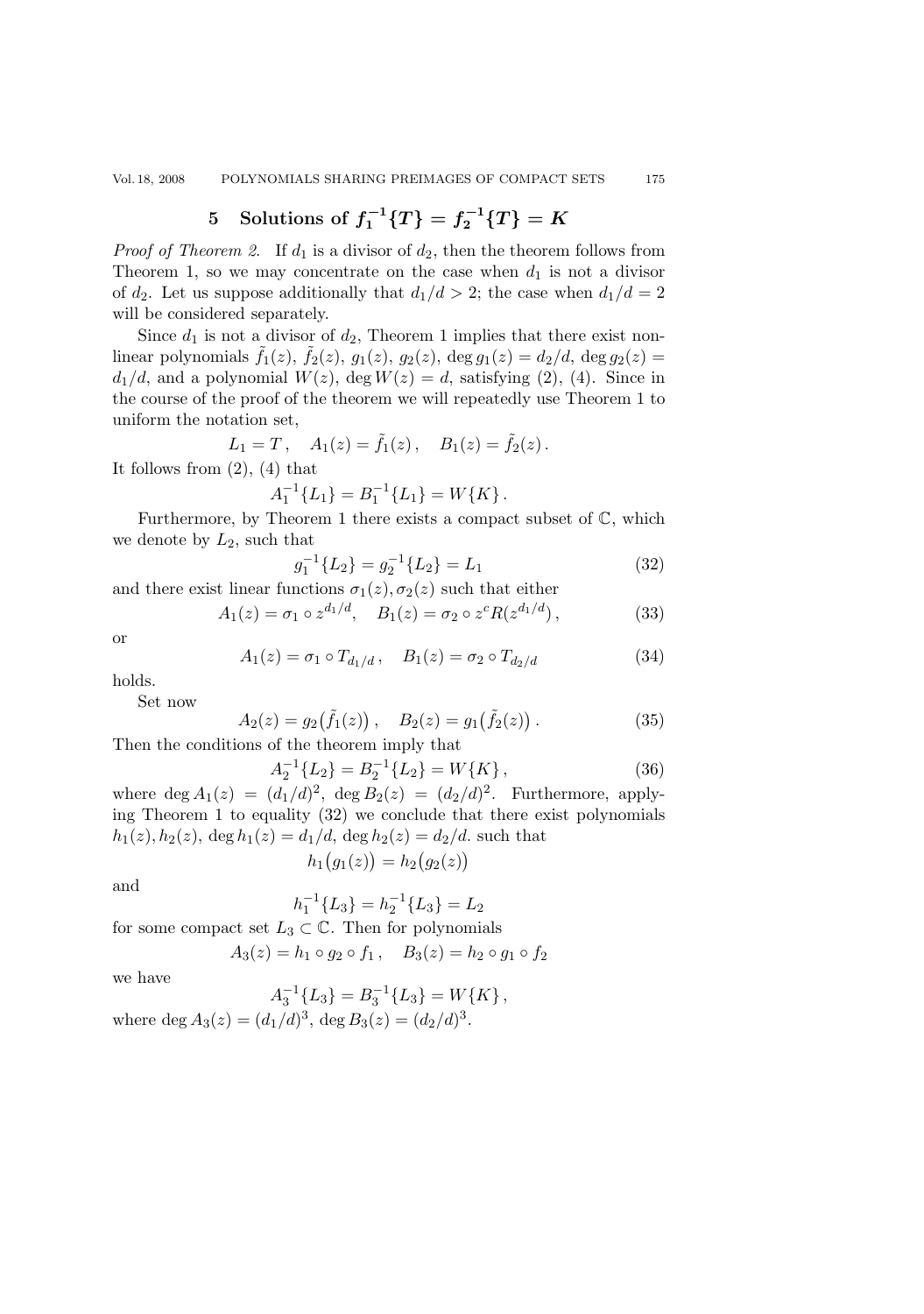## 5 Solutions of $f_1^{-1}\{T\} = f_2^{-1}\{T\} = K$

*Proof of Theorem 2.* If $d_1$ is a divisor of $d_2$, then the theorem follows from Theorem 1, so we may concentrate on the case when $d_1$ is not a divisor of $d_2$. Let us suppose additionally that $d_1/d > 2$; the case when $d_1/d = 2$ will be considered separately.

Since $d_1$ is not a divisor of $d_2$, Theorem 1 implies that there exist nonlinear polynomials $\tilde{f}_1(z)$, $\tilde{f}_2(z)$, $g_1(z)$, $g_2(z)$, $\deg g_1(z) = d_2/d$, $\deg g_2(z) = d_1/d$, and a polynomial $W(z)$, $\deg W(z) = d$, satisfying (2), (4). Since in the course of the proof of the theorem we will repeatedly use Theorem 1 to uniform the notation set,

$$L_1 = T\,, \quad A_1(z) = \tilde{f}_1(z)\,, \quad B_1(z) = \tilde{f}_2(z)\,.$$

It follows from (2), (4) that

$$A_1^{-1}\{L_1\} = B_1^{-1}\{L_1\} = W\{K\}\,.$$

Furthermore, by Theorem 1 there exists a compact subset of $\mathbb{C}$, which we denote by $L_2$, such that

$$g_1^{-1}\{L_2\} = g_2^{-1}\{L_2\} = L_1 \tag{32}$$

and there exist linear functions $\sigma_1(z), \sigma_2(z)$ such that either

$$A_1(z) = \sigma_1 \circ z^{d_1/d}, \quad B_1(z) = \sigma_2 \circ z^c R(z^{d_1/d})\,, \tag{33}$$

or

$$A_1(z) = \sigma_1 \circ T_{d_1/d}\,, \quad B_1(z) = \sigma_2 \circ T_{d_2/d} \tag{34}$$

holds.

Set now

$$A_2(z) = g_2\big(\tilde{f}_1(z)\big)\,, \quad B_2(z) = g_1\big(\tilde{f}_2(z)\big)\,. \tag{35}$$

Then the conditions of the theorem imply that

$$A_2^{-1}\{L_2\} = B_2^{-1}\{L_2\} = W\{K\}\,, \tag{36}$$

where $\deg A_1(z) = (d_1/d)^2$, $\deg B_2(z) = (d_2/d)^2$. Furthermore, applying Theorem 1 to equality (32) we conclude that there exist polynomials $h_1(z), h_2(z)$, $\deg h_1(z) = d_1/d$, $\deg h_2(z) = d_2/d$. such that

$$h_1\big(g_1(z)\big) = h_2\big(g_2(z)\big)$$

and

$$h_1^{-1}\{L_3\} = h_2^{-1}\{L_3\} = L_2$$

for some compact set $L_3 \subset \mathbb{C}$. Then for polynomials

$$A_3(z) = h_1 \circ g_2 \circ f_1\,, \quad B_3(z) = h_2 \circ g_1 \circ f_2$$

we have

$$A_3^{-1}\{L_3\} = B_3^{-1}\{L_3\} = W\{K\}\,,$$

where $\deg A_3(z) = (d_1/d)^3$, $\deg B_3(z) = (d_2/d)^3$.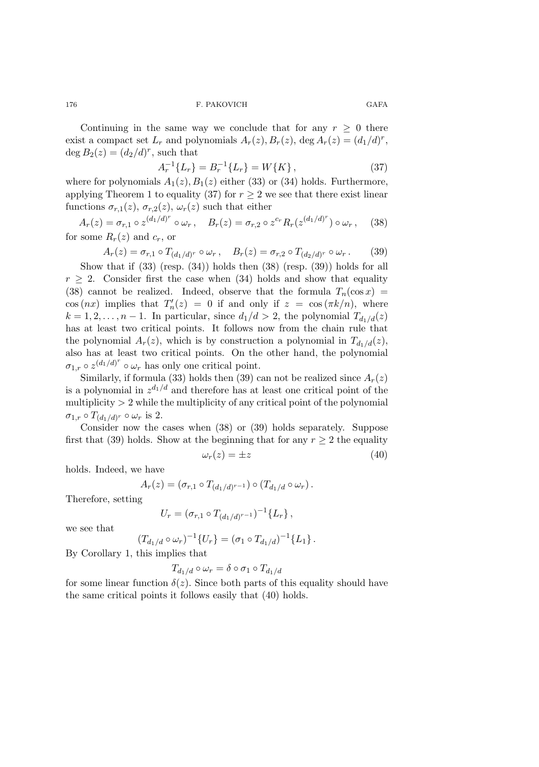Continuing in the same way we conclude that for any $r \geq 0$ there exist a compact set $L_r$ and polynomials $A_r(z), B_r(z)$, $\deg A_r(z) = (d_1/d)^r$, $\deg B_2(z) = (d_2/d)^r$, such that

$$A_r^{-1}\{L_r\} = B_r^{-1}\{L_r\} = W\{K\}, \tag{37}$$

where for polynomials $A_1(z), B_1(z)$ either (33) or (34) holds. Furthermore, applying Theorem 1 to equality (37) for $r \geq 2$ we see that there exist linear functions $\sigma_{r,1}(z)$, $\sigma_{r,2}(z)$, $\omega_r(z)$ such that either

$$A_r(z) = \sigma_{r,1} \circ z^{(d_1/d)^r} \circ \omega_r, \quad B_r(z) = \sigma_{r,2} \circ z^{c_r} R_r(z^{(d_1/d)^r}) \circ \omega_r, \tag{38}$$

for some $R_r(z)$ and $c_r$, or

$$A_r(z) = \sigma_{r,1} \circ T_{(d_1/d)^r} \circ \omega_r, \quad B_r(z) = \sigma_{r,2} \circ T_{(d_2/d)^r} \circ \omega_r. \tag{39}$$

Show that if (33) (resp. (34)) holds then (38) (resp. (39)) holds for all $r \geq 2$. Consider first the case when (34) holds and show that equality (38) cannot be realized. Indeed, observe that the formula $T_n(\cos x) = \cos(nx)$ implies that $T_n'(z) = 0$ if and only if $z = \cos(\pi k/n)$, where $k = 1, 2, \ldots, n-1$. In particular, since $d_1/d > 2$, the polynomial $T_{d_1/d}(z)$ has at least two critical points. It follows now from the chain rule that the polynomial $A_r(z)$, which is by construction a polynomial in $T_{d_1/d}(z)$, also has at least two critical points. On the other hand, the polynomial $\sigma_{1,r} \circ z^{(d_1/d)^r} \circ \omega_r$ has only one critical point.

Similarly, if formula (33) holds then (39) can not be realized since $A_r(z)$ is a polynomial in $z^{d_1/d}$ and therefore has at least one critical point of the multiplicity $> 2$ while the multiplicity of any critical point of the polynomial $\sigma_{1,r} \circ T_{(d_1/d)^r} \circ \omega_r$ is 2.

Consider now the cases when (38) or (39) holds separately. Suppose first that (39) holds. Show at the beginning that for any $r \geq 2$ the equality

$$\omega_r(z) = \pm z \tag{40}$$

holds. Indeed, we have

$$A_r(z) = (\sigma_{r,1} \circ T_{(d_1/d)^{r-1}}) \circ (T_{d_1/d} \circ \omega_r).$$

Therefore, setting

$$U_r = (\sigma_{r,1} \circ T_{(d_1/d)^{r-1}})^{-1}\{L_r\},$$

we see that

$$(T_{d_1/d} \circ \omega_r)^{-1}\{U_r\} = (\sigma_1 \circ T_{d_1/d})^{-1}\{L_1\}.$$

By Corollary 1, this implies that

$$T_{d_1/d} \circ \omega_r = \delta \circ \sigma_1 \circ T_{d_1/d}$$

for some linear function $\delta(z)$. Since both parts of this equality should have the same critical points it follows easily that (40) holds.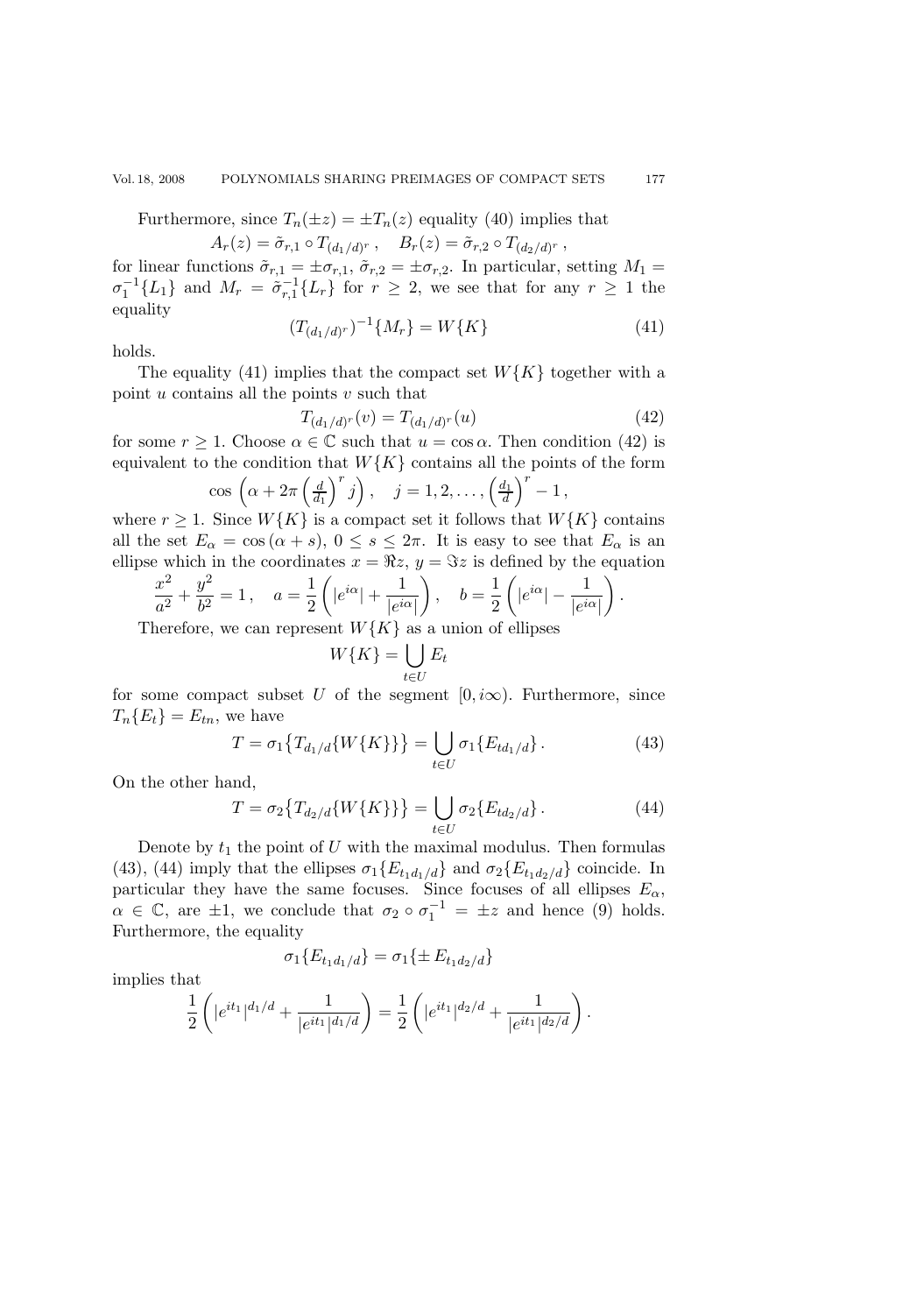Furthermore, since $T_n(\pm z) = \pm T_n(z)$ equality (40) implies that

$$A_r(z) = \tilde{\sigma}_{r,1} \circ T_{(d_1/d)^r}\,, \quad B_r(z) = \tilde{\sigma}_{r,2} \circ T_{(d_2/d)^r}\,,$$

for linear functions $\tilde{\sigma}_{r,1} = \pm\sigma_{r,1}$, $\tilde{\sigma}_{r,2} = \pm\sigma_{r,2}$. In particular, setting $M_1 = \sigma_1^{-1}\{L_1\}$ and $M_r = \tilde{\sigma}_{r,1}^{-1}\{L_r\}$ for $r \geq 2$, we see that for any $r \geq 1$ the equality

$$(T_{(d_1/d)^r})^{-1}\{M_r\} = W\{K\} \tag{41}$$

holds.

The equality (41) implies that the compact set $W\{K\}$ together with a point $u$ contains all the points $v$ such that

$$T_{(d_1/d)^r}(v) = T_{(d_1/d)^r}(u) \tag{42}$$

for some $r \geq 1$. Choose $\alpha \in \mathbb{C}$ such that $u = \cos\alpha$. Then condition (42) is equivalent to the condition that $W\{K\}$ contains all the points of the form

$$\cos\left(\alpha + 2\pi\left(\tfrac{d}{d_1}\right)^r j\right), \quad j = 1, 2, \ldots, \left(\tfrac{d_1}{d}\right)^r - 1\,,$$

where $r \geq 1$. Since $W\{K\}$ is a compact set it follows that $W\{K\}$ contains all the set $E_\alpha = \cos(\alpha + s)$, $0 \leq s \leq 2\pi$. It is easy to see that $E_\alpha$ is an ellipse which in the coordinates $x = \Re z$, $y = \Im z$ is defined by the equation

$$\frac{x^2}{a^2} + \frac{y^2}{b^2} = 1\,, \quad a = \frac{1}{2}\left(|e^{i\alpha}| + \frac{1}{|e^{i\alpha}|}\right), \quad b = \frac{1}{2}\left(|e^{i\alpha}| - \frac{1}{|e^{i\alpha}|}\right).$$

Therefore, we can represent $W\{K\}$ as a union of ellipses

$$W\{K\} = \bigcup_{t\in U} E_t$$

for some compact subset $U$ of the segment $[0, i\infty)$. Furthermore, since $T_n\{E_t\} = E_{tn}$, we have

$$T = \sigma_1\big\{T_{d_1/d}\{W\{K\}\}\big\} = \bigcup_{t\in U} \sigma_1\{E_{td_1/d}\}\,. \tag{43}$$

On the other hand,

$$T = \sigma_2\big\{T_{d_2/d}\{W\{K\}\}\big\} = \bigcup_{t\in U} \sigma_2\{E_{td_2/d}\}\,. \tag{44}$$

Denote by $t_1$ the point of $U$ with the maximal modulus. Then formulas (43), (44) imply that the ellipses $\sigma_1\{E_{t_1d_1/d}\}$ and $\sigma_2\{E_{t_1d_2/d}\}$ coincide. In particular they have the same focuses. Since focuses of all ellipses $E_\alpha$, $\alpha \in \mathbb{C}$, are $\pm 1$, we conclude that $\sigma_2 \circ \sigma_1^{-1} = \pm z$ and hence (9) holds. Furthermore, the equality

$$\sigma_1\{E_{t_1d_1/d}\} = \sigma_1\{\pm\, E_{t_1d_2/d}\}$$

implies that

$$\frac{1}{2}\left(|e^{it_1}|^{d_1/d} + \frac{1}{|e^{it_1}|^{d_1/d}}\right) = \frac{1}{2}\left(|e^{it_1}|^{d_2/d} + \frac{1}{|e^{it_1}|^{d_2/d}}\right).$$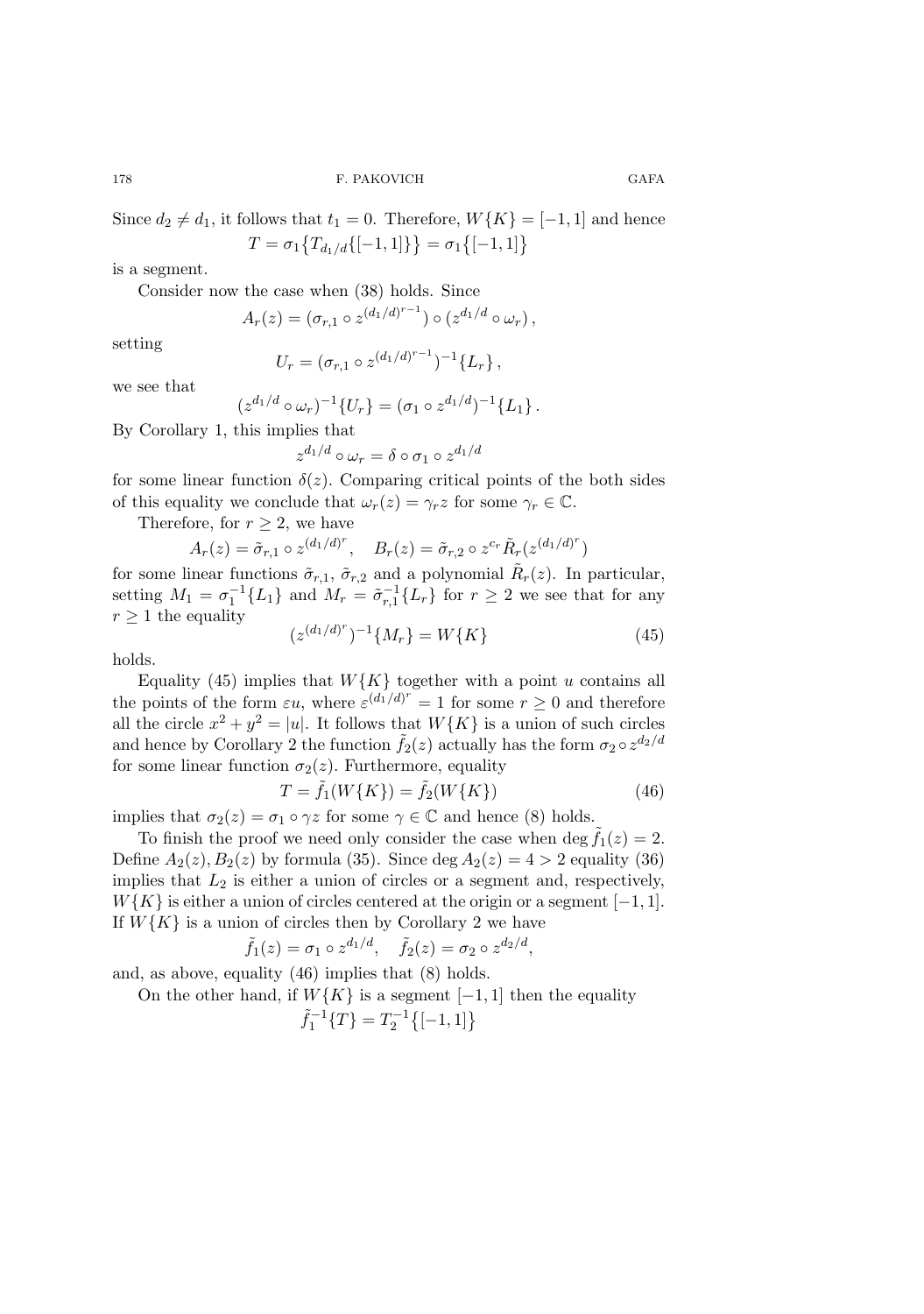Since $d_2 \neq d_1$, it follows that $t_1 = 0$. Therefore, $W\{K\} = [-1, 1]$ and hence

$$T = \sigma_1\{T_{d_1/d}\{[-1,1]\}\} = \sigma_1\{[-1,1]\}$$

is a segment.

Consider now the case when (38) holds. Since

$$A_r(z) = (\sigma_{r,1} \circ z^{(d_1/d)^{r-1}}) \circ (z^{d_1/d} \circ \omega_r),$$

setting

$$U_r = (\sigma_{r,1} \circ z^{(d_1/d)^{r-1}})^{-1}\{L_r\},$$

we see that

$$(z^{d_1/d} \circ \omega_r)^{-1}\{U_r\} = (\sigma_1 \circ z^{d_1/d})^{-1}\{L_1\}.$$

By Corollary 1, this implies that

$$z^{d_1/d} \circ \omega_r = \delta \circ \sigma_1 \circ z^{d_1/d}$$

for some linear function $\delta(z)$. Comparing critical points of the both sides of this equality we conclude that $\omega_r(z) = \gamma_r z$ for some $\gamma_r \in \mathbb{C}$.

Therefore, for $r \geq 2$, we have

$$A_r(z) = \tilde{\sigma}_{r,1} \circ z^{(d_1/d)^r}, \quad B_r(z) = \tilde{\sigma}_{r,2} \circ z^{c_r} \tilde{R}_r(z^{(d_1/d)^r})$$

for some linear functions $\tilde{\sigma}_{r,1}$, $\tilde{\sigma}_{r,2}$ and a polynomial $\tilde{R}_r(z)$. In particular, setting $M_1 = \sigma_1^{-1}\{L_1\}$ and $M_r = \tilde{\sigma}_{r,1}^{-1}\{L_r\}$ for $r \geq 2$ we see that for any $r \geq 1$ the equality

$$(z^{(d_1/d)^r})^{-1}\{M_r\} = W\{K\} \tag{45}$$

holds.

Equality (45) implies that $W\{K\}$ together with a point $u$ contains all the points of the form $\varepsilon u$, where $\varepsilon^{(d_1/d)^r} = 1$ for some $r \geq 0$ and therefore all the circle $x^2 + y^2 = |u|$. It follows that $W\{K\}$ is a union of such circles and hence by Corollary 2 the function $\tilde{f}_2(z)$ actually has the form $\sigma_2 \circ z^{d_2/d}$ for some linear function $\sigma_2(z)$. Furthermore, equality

$$T = \tilde{f}_1(W\{K\}) = \tilde{f}_2(W\{K\}) \tag{46}$$

implies that $\sigma_2(z) = \sigma_1 \circ \gamma z$ for some $\gamma \in \mathbb{C}$ and hence (8) holds.

To finish the proof we need only consider the case when $\deg \tilde{f}_1(z) = 2$. Define $A_2(z), B_2(z)$ by formula (35). Since $\deg A_2(z) = 4 > 2$ equality (36) implies that $L_2$ is either a union of circles or a segment and, respectively, $W\{K\}$ is either a union of circles centered at the origin or a segment $[-1, 1]$. If $W\{K\}$ is a union of circles then by Corollary 2 we have

$$\tilde{f}_1(z) = \sigma_1 \circ z^{d_1/d}, \quad \tilde{f}_2(z) = \sigma_2 \circ z^{d_2/d},$$

and, as above, equality (46) implies that (8) holds.

On the other hand, if $W\{K\}$ is a segment $[-1, 1]$ then the equality

$$\tilde{f}_1^{-1}\{T\} = T_2^{-1}\{[-1,1]\}$$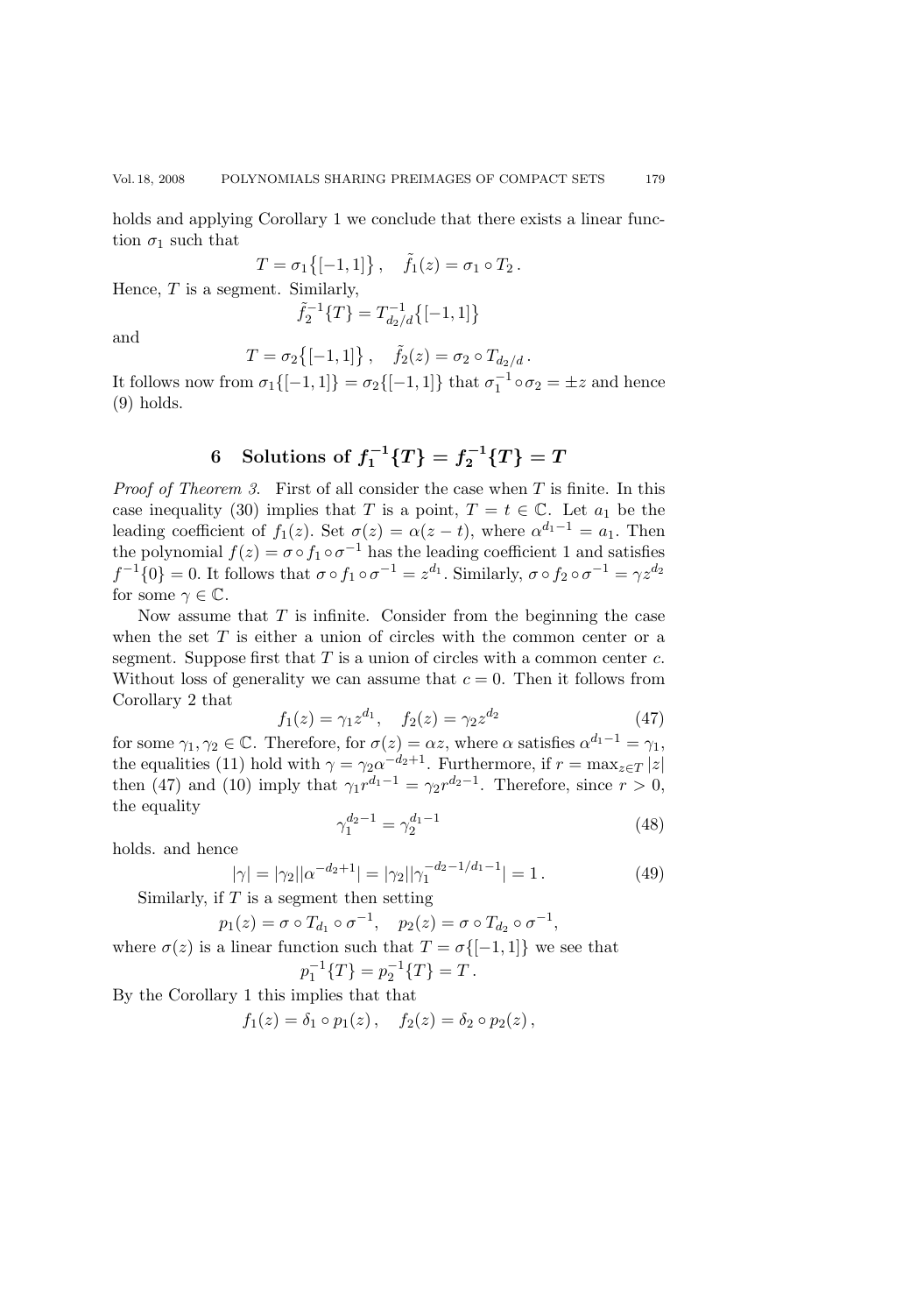holds and applying Corollary 1 we conclude that there exists a linear function $\sigma_1$ such that

$$T = \sigma_1\big\{[-1,1]\big\}\,, \quad \tilde{f}_1(z) = \sigma_1 \circ T_2\,.$$

Hence, $T$ is a segment. Similarly,

$$\tilde{f}_2^{-1}\{T\} = T_{d_2/d}^{-1}\big\{[-1,1]\big\}$$

and

$$T = \sigma_2\big\{[-1,1]\big\}\,, \quad \tilde{f}_2(z) = \sigma_2 \circ T_{d_2/d}\,.$$

It follows now from $\sigma_1\{[-1,1]\} = \sigma_2\{[-1,1]\}$ that $\sigma_1^{-1} \circ \sigma_2 = \pm z$ and hence (9) holds.

## 6 Solutions of $f_1^{-1}\{T\} = f_2^{-1}\{T\} = T$

*Proof of Theorem 3.* First of all consider the case when $T$ is finite. In this case inequality (30) implies that $T$ is a point, $T = t \in \mathbb{C}$. Let $a_1$ be the leading coefficient of $f_1(z)$. Set $\sigma(z) = \alpha(z-t)$, where $\alpha^{d_1-1} = a_1$. Then the polynomial $f(z) = \sigma \circ f_1 \circ \sigma^{-1}$ has the leading coefficient 1 and satisfies $f^{-1}\{0\} = 0$. It follows that $\sigma \circ f_1 \circ \sigma^{-1} = z^{d_1}$. Similarly, $\sigma \circ f_2 \circ \sigma^{-1} = \gamma z^{d_2}$ for some $\gamma \in \mathbb{C}$.

Now assume that $T$ is infinite. Consider from the beginning the case when the set $T$ is either a union of circles with the common center or a segment. Suppose first that $T$ is a union of circles with a common center $c$. Without loss of generality we can assume that $c = 0$. Then it follows from Corollary 2 that

$$f_1(z) = \gamma_1 z^{d_1}, \quad f_2(z) = \gamma_2 z^{d_2} \tag{47}$$

for some $\gamma_1, \gamma_2 \in \mathbb{C}$. Therefore, for $\sigma(z) = \alpha z$, where $\alpha$ satisfies $\alpha^{d_1-1} = \gamma_1$, the equalities (11) hold with $\gamma = \gamma_2 \alpha^{-d_2+1}$. Furthermore, if $r = \max_{z\in T}|z|$ then (47) and (10) imply that $\gamma_1 r^{d_1-1} = \gamma_2 r^{d_2-1}$. Therefore, since $r > 0$, the equality

$$\gamma_1^{d_2-1} = \gamma_2^{d_1-1} \tag{48}$$

holds. and hence

$$|\gamma| = |\gamma_2||\alpha^{-d_2+1}| = |\gamma_2||\gamma_1^{-d_2-1/d_1-1}| = 1\,. \tag{49}$$

Similarly, if $T$ is a segment then setting

$$p_1(z) = \sigma \circ T_{d_1} \circ \sigma^{-1}, \quad p_2(z) = \sigma \circ T_{d_2} \circ \sigma^{-1},$$

where $\sigma(z)$ is a linear function such that $T = \sigma\{[-1,1]\}$ we see that

$$p_1^{-1}\{T\} = p_2^{-1}\{T\} = T\,.$$

By the Corollary 1 this implies that that

$$f_1(z) = \delta_1 \circ p_1(z)\,, \quad f_2(z) = \delta_2 \circ p_2(z)\,,$$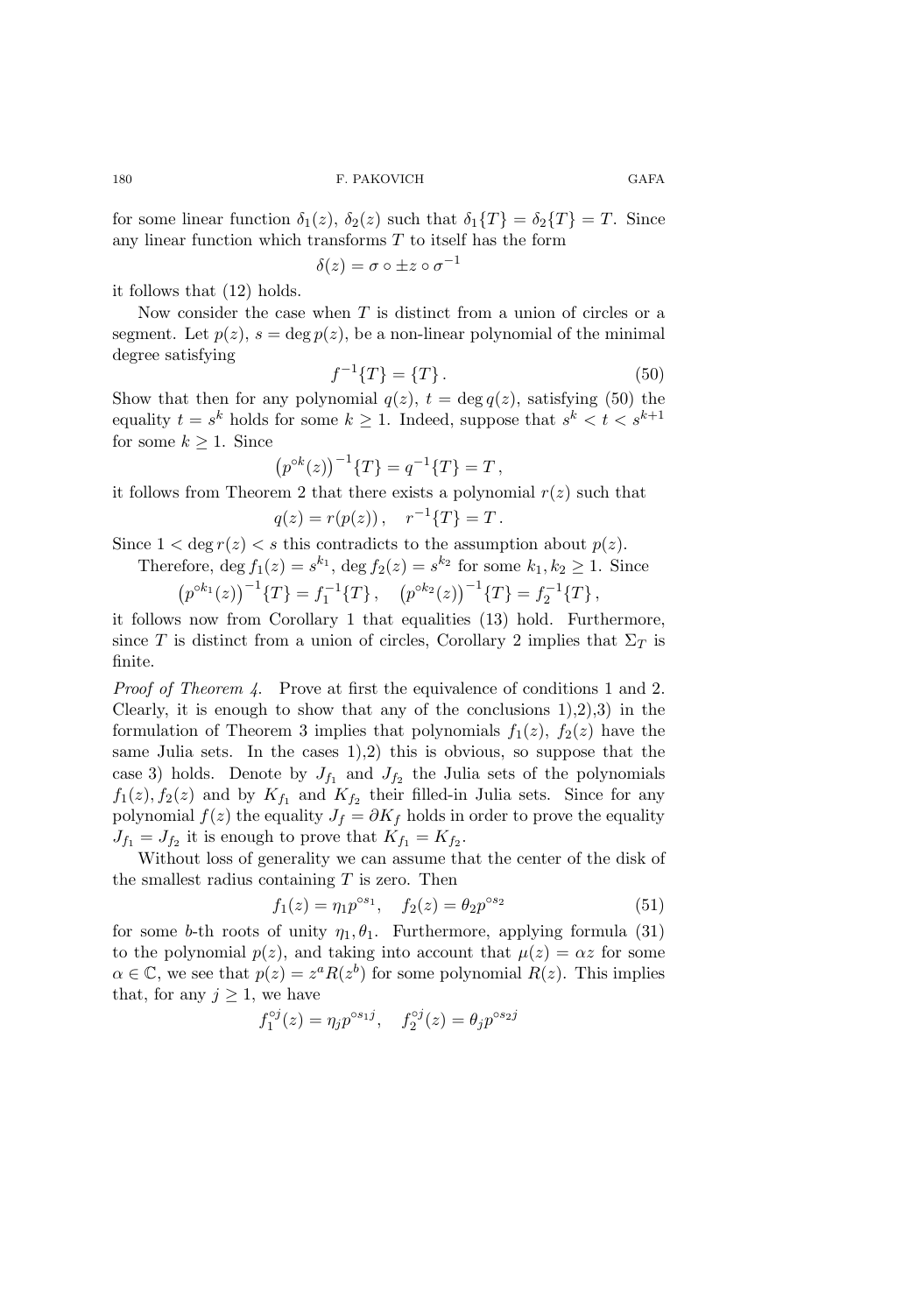for some linear function $\delta_1(z)$, $\delta_2(z)$ such that $\delta_1\{T\} = \delta_2\{T\} = T$. Since any linear function which transforms $T$ to itself has the form

$$\delta(z) = \sigma \circ \pm z \circ \sigma^{-1}$$

it follows that (12) holds.

Now consider the case when $T$ is distinct from a union of circles or a segment. Let $p(z)$, $s = \deg p(z)$, be a non-linear polynomial of the minimal degree satisfying

$$f^{-1}\{T\} = \{T\}. \tag{50}$$

Show that then for any polynomial $q(z)$, $t = \deg q(z)$, satisfying (50) the equality $t = s^k$ holds for some $k \geq 1$. Indeed, suppose that $s^k < t < s^{k+1}$ for some $k \geq 1$. Since

$$\left(p^{\circ k}(z)\right)^{-1}\{T\} = q^{-1}\{T\} = T,$$

it follows from Theorem 2 that there exists a polynomial $r(z)$ such that

$$q(z) = r(p(z)), \quad r^{-1}\{T\} = T.$$

Since $1 < \deg r(z) < s$ this contradicts to the assumption about $p(z)$.

Therefore, $\deg f_1(z) = s^{k_1}$, $\deg f_2(z) = s^{k_2}$ for some $k_1, k_2 \geq 1$. Since

$$\left(p^{\circ k_1}(z)\right)^{-1}\{T\} = f_1^{-1}\{T\}, \quad \left(p^{\circ k_2}(z)\right)^{-1}\{T\} = f_2^{-1}\{T\},$$

it follows now from Corollary 1 that equalities (13) hold. Furthermore, since $T$ is distinct from a union of circles, Corollary 2 implies that $\Sigma_T$ is finite.

*Proof of Theorem 4.* Prove at first the equivalence of conditions 1 and 2. Clearly, it is enough to show that any of the conclusions 1),2),3) in the formulation of Theorem 3 implies that polynomials $f_1(z)$, $f_2(z)$ have the same Julia sets. In the cases 1),2) this is obvious, so suppose that the case 3) holds. Denote by $J_{f_1}$ and $J_{f_2}$ the Julia sets of the polynomials $f_1(z), f_2(z)$ and by $K_{f_1}$ and $K_{f_2}$ their filled-in Julia sets. Since for any polynomial $f(z)$ the equality $J_f = \partial K_f$ holds in order to prove the equality $J_{f_1} = J_{f_2}$ it is enough to prove that $K_{f_1} = K_{f_2}$.

Without loss of generality we can assume that the center of the disk of the smallest radius containing $T$ is zero. Then

$$f_1(z) = \eta_1 p^{\circ s_1}, \quad f_2(z) = \theta_2 p^{\circ s_2} \tag{51}$$

for some $b$-th roots of unity $\eta_1, \theta_1$. Furthermore, applying formula (31) to the polynomial $p(z)$, and taking into account that $\mu(z) = \alpha z$ for some $\alpha \in \mathbb{C}$, we see that $p(z) = z^a R(z^b)$ for some polynomial $R(z)$. This implies that, for any $j \geq 1$, we have

$$f_1^{\circ j}(z) = \eta_j p^{\circ s_1 j}, \quad f_2^{\circ j}(z) = \theta_j p^{\circ s_2 j}$$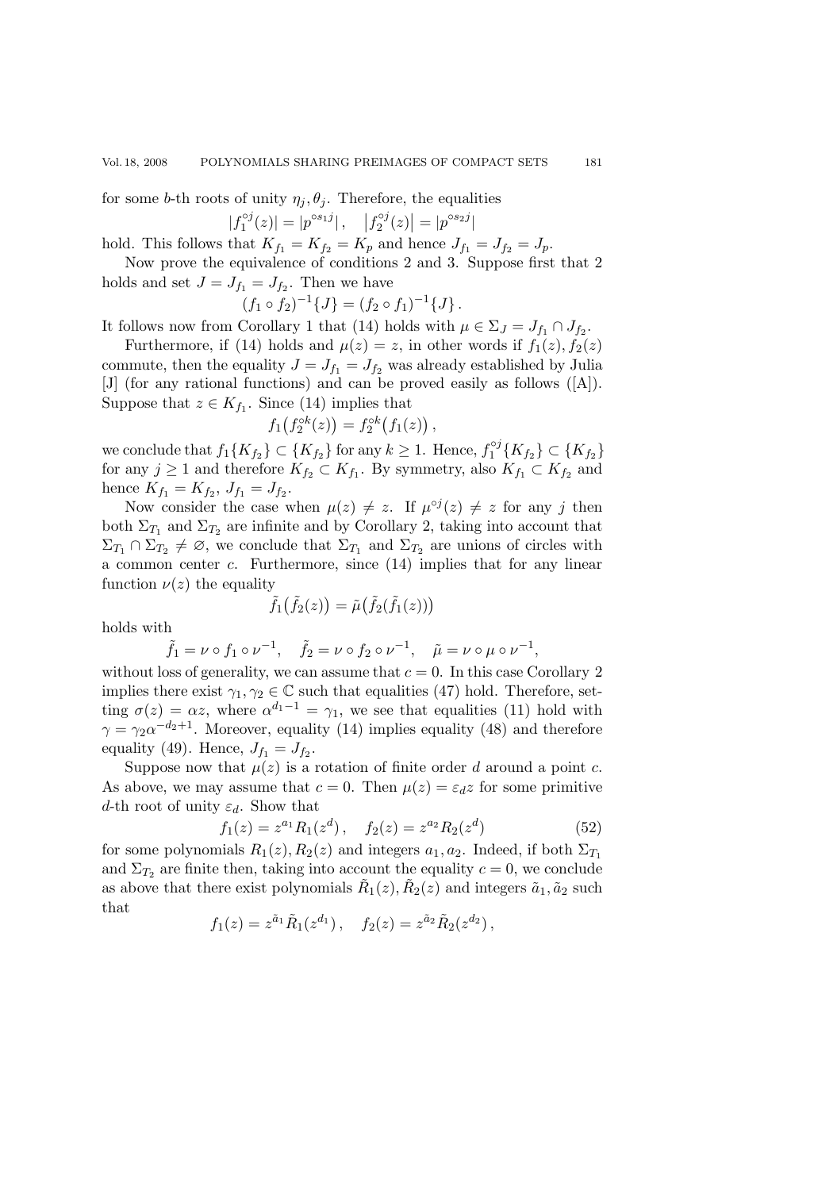for some $b$-th roots of unity $\eta_j, \theta_j$. Therefore, the equalities

$$|f_1^{\circ j}(z)| = |p^{\circ s_1 j}|, \quad \left|f_2^{\circ j}(z)\right| = |p^{\circ s_2 j}|$$

hold. This follows that $K_{f_1} = K_{f_2} = K_p$ and hence $J_{f_1} = J_{f_2} = J_p$.

Now prove the equivalence of conditions 2 and 3. Suppose first that 2 holds and set $J = J_{f_1} = J_{f_2}$. Then we have

$$(f_1 \circ f_2)^{-1}\{J\} = (f_2 \circ f_1)^{-1}\{J\}.$$

It follows now from Corollary 1 that (14) holds with $\mu \in \Sigma_J = J_{f_1} \cap J_{f_2}$.

Furthermore, if (14) holds and $\mu(z) = z$, in other words if $f_1(z), f_2(z)$ commute, then the equality $J = J_{f_1} = J_{f_2}$ was already established by Julia [J] (for any rational functions) and can be proved easily as follows ([A]). Suppose that $z \in K_{f_1}$. Since (14) implies that

$$f_1\big(f_2^{\circ k}(z)\big) = f_2^{\circ k}\big(f_1(z)\big),$$

we conclude that $f_1\{K_{f_2}\} \subset \{K_{f_2}\}$ for any $k \geq 1$. Hence, $f_1^{\circ j}\{K_{f_2}\} \subset \{K_{f_2}\}$ for any $j \geq 1$ and therefore $K_{f_2} \subset K_{f_1}$. By symmetry, also $K_{f_1} \subset K_{f_2}$ and hence $K_{f_1} = K_{f_2}$, $J_{f_1} = J_{f_2}$.

Now consider the case when $\mu(z) \neq z$. If $\mu^{\circ j}(z) \neq z$ for any $j$ then both $\Sigma_{T_1}$ and $\Sigma_{T_2}$ are infinite and by Corollary 2, taking into account that $\Sigma_{T_1} \cap \Sigma_{T_2} \neq \varnothing$, we conclude that $\Sigma_{T_1}$ and $\Sigma_{T_2}$ are unions of circles with a common center $c$. Furthermore, since (14) implies that for any linear function $\nu(z)$ the equality

$$\tilde{f}_1\big(\tilde{f}_2(z)\big) = \tilde{\mu}\big(\tilde{f}_2(\tilde{f}_1(z))\big)$$

holds with

$$\tilde{f}_1 = \nu \circ f_1 \circ \nu^{-1}, \quad \tilde{f}_2 = \nu \circ f_2 \circ \nu^{-1}, \quad \tilde{\mu} = \nu \circ \mu \circ \nu^{-1},$$

without loss of generality, we can assume that $c = 0$. In this case Corollary 2 implies there exist $\gamma_1, \gamma_2 \in \mathbb{C}$ such that equalities (47) hold. Therefore, setting $\sigma(z) = \alpha z$, where $\alpha^{d_1 - 1} = \gamma_1$, we see that equalities (11) hold with $\gamma = \gamma_2 \alpha^{-d_2+1}$. Moreover, equality (14) implies equality (48) and therefore equality (49). Hence, $J_{f_1} = J_{f_2}$.

Suppose now that $\mu(z)$ is a rotation of finite order $d$ around a point $c$. As above, we may assume that $c = 0$. Then $\mu(z) = \varepsilon_d z$ for some primitive $d$-th root of unity $\varepsilon_d$. Show that

$$f_1(z) = z^{a_1} R_1(z^d), \quad f_2(z) = z^{a_2} R_2(z^d) \tag{52}$$

for some polynomials $R_1(z), R_2(z)$ and integers $a_1, a_2$. Indeed, if both $\Sigma_{T_1}$ and $\Sigma_{T_2}$ are finite then, taking into account the equality $c = 0$, we conclude as above that there exist polynomials $\tilde{R}_1(z), \tilde{R}_2(z)$ and integers $\tilde{a}_1, \tilde{a}_2$ such that

$$f_1(z) = z^{\tilde{a}_1} \tilde{R}_1(z^{d_1}), \quad f_2(z) = z^{\tilde{a}_2} \tilde{R}_2(z^{d_2}),$$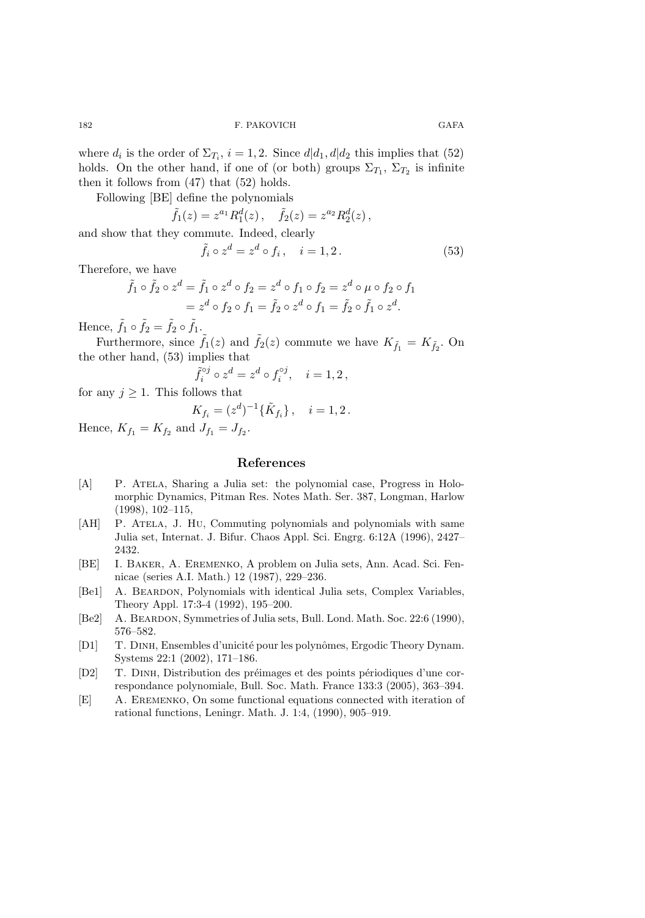where $d_i$ is the order of $\Sigma_{T_i}$, $i = 1, 2$. Since $d|d_1, d|d_2$ this implies that (52) holds. On the other hand, if one of (or both) groups $\Sigma_{T_1}$, $\Sigma_{T_2}$ is infinite then it follows from (47) that (52) holds.

Following [BE] define the polynomials

$$\tilde{f}_1(z) = z^{a_1} R_1^d(z)\,, \quad \tilde{f}_2(z) = z^{a_2} R_2^d(z)\,,$$

and show that they commute. Indeed, clearly

$$\tilde{f}_i \circ z^d = z^d \circ f_i\,, \quad i = 1, 2\,. \tag{53}$$

Therefore, we have

$$\begin{aligned}\tilde{f}_1 \circ \tilde{f}_2 \circ z^d &= \tilde{f}_1 \circ z^d \circ f_2 = z^d \circ f_1 \circ f_2 = z^d \circ \mu \circ f_2 \circ f_1 \\ &= z^d \circ f_2 \circ f_1 = \tilde{f}_2 \circ z^d \circ f_1 = \tilde{f}_2 \circ \tilde{f}_1 \circ z^d.\end{aligned}$$

Hence, $\tilde{f}_1 \circ \tilde{f}_2 = \tilde{f}_2 \circ \tilde{f}_1$.

Furthermore, since $\tilde{f}_1(z)$ and $\tilde{f}_2(z)$ commute we have $K_{\tilde{f}_1} = K_{\tilde{f}_2}$. On the other hand, (53) implies that

$$\tilde{f}_i^{\circ j} \circ z^d = z^d \circ f_i^{\circ j}, \quad i = 1, 2\,,$$

for any $j \geq 1$. This follows that

$$K_{f_i} = (z^d)^{-1}\{\tilde{K}_{f_i}\}\,, \quad i = 1, 2\,.$$

Hence, $K_{f_1} = K_{f_2}$ and $J_{f_1} = J_{f_2}$.

## References

[A] P. Atela, Sharing a Julia set: the polynomial case, Progress in Holomorphic Dynamics, Pitman Res. Notes Math. Ser. 387, Longman, Harlow (1998), 102–115,

[AH] P. Atela, J. Hu, Commuting polynomials and polynomials with same Julia set, Internat. J. Bifur. Chaos Appl. Sci. Engrg. 6:12A (1996), 2427–2432.

[BE] I. Baker, A. Eremenko, A problem on Julia sets, Ann. Acad. Sci. Fennicae (series A.I. Math.) 12 (1987), 229–236.

[Be1] A. Beardon, Polynomials with identical Julia sets, Complex Variables, Theory Appl. 17:3-4 (1992), 195–200.

[Be2] A. Beardon, Symmetries of Julia sets, Bull. Lond. Math. Soc. 22:6 (1990), 576–582.

[D1] T. Dinh, Ensembles d'unicité pour les polynômes, Ergodic Theory Dynam. Systems 22:1 (2002), 171–186.

[D2] T. Dinh, Distribution des préimages et des points périodiques d'une correspondance polynomiale, Bull. Soc. Math. France 133:3 (2005), 363–394.

[E] A. Eremenko, On some functional equations connected with iteration of rational functions, Leningr. Math. J. 1:4, (1990), 905–919.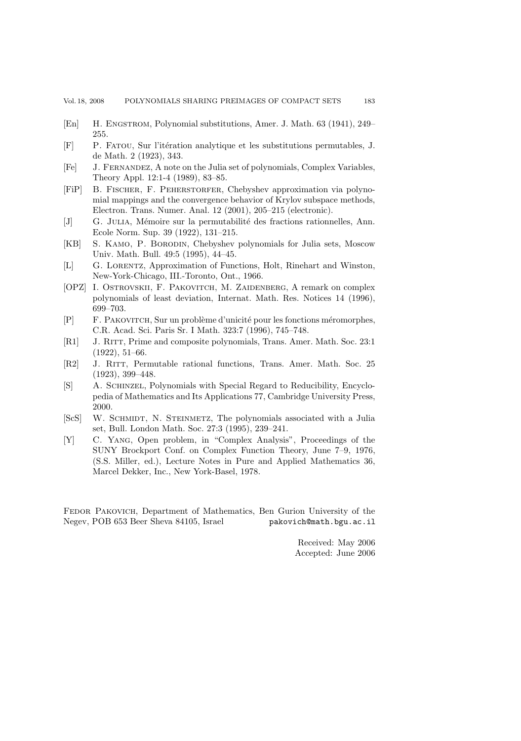- [En] H. Engstrom, Polynomial substitutions, Amer. J. Math. 63 (1941), 249–255.
- [F] P. Fatou, Sur l'itération analytique et les substitutions permutables, J. de Math. 2 (1923), 343.
- [Fe] J. Fernandez, A note on the Julia set of polynomials, Complex Variables, Theory Appl. 12:1-4 (1989), 83–85.
- [FiP] B. Fischer, F. Peherstorfer, Chebyshev approximation via polynomial mappings and the convergence behavior of Krylov subspace methods, Electron. Trans. Numer. Anal. 12 (2001), 205–215 (electronic).
- [J] G. Julia, Mémoire sur la permutabilité des fractions rationnelles, Ann. Ecole Norm. Sup. 39 (1922), 131–215.
- [KB] S. Kamo, P. Borodin, Chebyshev polynomials for Julia sets, Moscow Univ. Math. Bull. 49:5 (1995), 44–45.
- [L] G. Lorentz, Approximation of Functions, Holt, Rinehart and Winston, New-York-Chicago, III.-Toronto, Ont., 1966.
- [OPZ] I. Ostrovskii, F. Pakovitch, M. Zaidenberg, A remark on complex polynomials of least deviation, Internat. Math. Res. Notices 14 (1996), 699–703.
- [P] F. Pakovitch, Sur un problème d'unicité pour les fonctions méromorphes, C.R. Acad. Sci. Paris Sr. I Math. 323:7 (1996), 745–748.
- [R1] J. Ritt, Prime and composite polynomials, Trans. Amer. Math. Soc. 23:1 (1922), 51–66.
- [R2] J. Ritt, Permutable rational functions, Trans. Amer. Math. Soc. 25 (1923), 399–448.
- [S] A. Schinzel, Polynomials with Special Regard to Reducibility, Encyclopedia of Mathematics and Its Applications 77, Cambridge University Press, 2000.
- [ScS] W. Schmidt, N. Steinmetz, The polynomials associated with a Julia set, Bull. London Math. Soc. 27:3 (1995), 239–241.
- [Y] C. Yang, Open problem, in "Complex Analysis", Proceedings of the SUNY Brockport Conf. on Complex Function Theory, June 7–9, 1976, (S.S. Miller, ed.), Lecture Notes in Pure and Applied Mathematics 36, Marcel Dekker, Inc., New York-Basel, 1978.

Fedor Pakovich, Department of Mathematics, Ben Gurion University of the Negev, POB 653 Beer Sheva 84105, Israel pakovich@math.bgu.ac.il

Received: May 2006
Accepted: June 2006